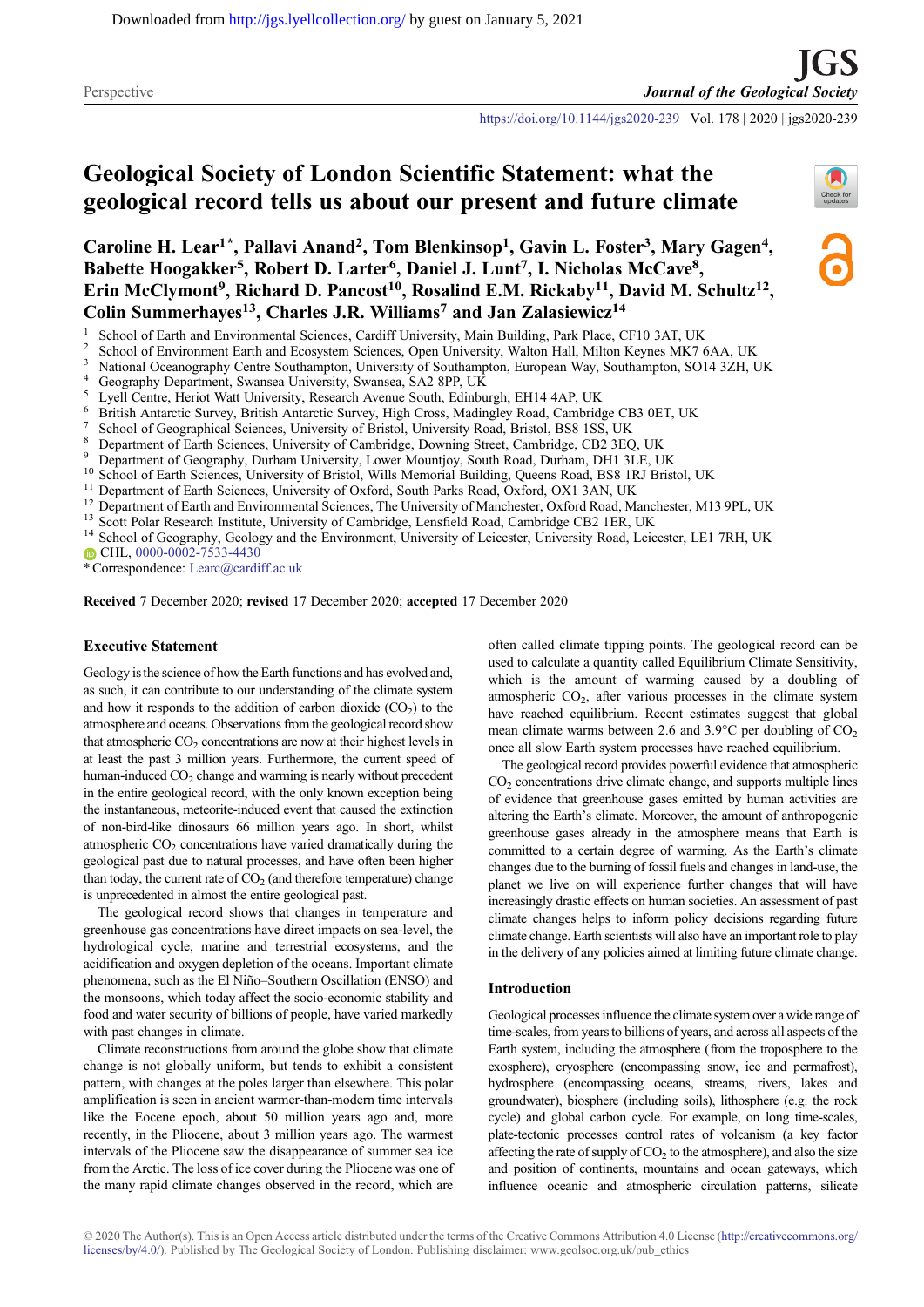# Geological Society of London Scientific Statement: what the geological record tells us about our present and future climate

**Caroline H. Lear[1*], Pallavi Anand[2], Tom Blenkinsop[1], Gavin L. Foster[3], Mary Gagen[4], Babette Hoogakker[5], Robert D. Larter[6], Daniel J. Lunt[7], I. Nicholas McCave[8], Erin McClymont[9], Richard D. Pancost[10], Rosalind E.M. Rickaby[11], David M. Schultz[12], Colin Summerhayes[13], Charles J.R. Williams[7] and Jan Zalasiewicz[14]**

[1] School of Earth and Environmental Sciences, Cardiff University, Main Building, Park Place, CF10 3AT, UK
[2] School of Environment Earth and Ecosystem Sciences, Open University, Walton Hall, Milton Keynes MK7 6AA, UK
[3] National Oceanography Centre Southampton, University of Southampton, European Way, Southampton, SO14 3ZH, UK
[4] Geography Department, Swansea University, Swansea, SA2 8PP, UK
[5] Lyell Centre, Heriot Watt University, Research Avenue South, Edinburgh, EH14 4AP, UK
[6] British Antarctic Survey, British Antarctic Survey, High Cross, Madingley Road, Cambridge CB3 0ET, UK
[7] School of Geographical Sciences, University of Bristol, University Road, Bristol, BS8 1SS, UK
[8] Department of Earth Sciences, University of Cambridge, Downing Street, Cambridge, CB2 3EQ, UK
[9] Department of Geography, Durham University, Lower Mountjoy, South Road, Durham, DH1 3LE, UK
[10] School of Earth Sciences, University of Bristol, Wills Memorial Building, Queens Road, BS8 1RJ Bristol, UK
[11] Department of Earth Sciences, University of Oxford, South Parks Road, Oxford, OX1 3AN, UK
[12] Department of Earth and Environmental Sciences, The University of Manchester, Oxford Road, Manchester, M13 9PL, UK
[13] Scott Polar Research Institute, University of Cambridge, Lensfield Road, Cambridge CB2 1ER, UK
[14] School of Geography, Geology and the Environment, University of Leicester, University Road, Leicester, LE1 7RH, UK

CHL, 0000-0002-7533-4430

*Correspondence: Learc@cardiff.ac.uk

**Received** 7 December 2020; **revised** 17 December 2020; **accepted** 17 December 2020

## Executive Statement

Geology is the science of how the Earth functions and has evolved and, as such, it can contribute to our understanding of the climate system and how it responds to the addition of carbon dioxide ($CO_2$) to the atmosphere and oceans. Observations from the geological record show that atmospheric $CO_2$ concentrations are now at their highest levels in at least the past 3 million years. Furthermore, the current speed of human-induced $CO_2$ change and warming is nearly without precedent in the entire geological record, with the only known exception being the instantaneous, meteorite-induced event that caused the extinction of non-bird-like dinosaurs 66 million years ago. In short, whilst atmospheric $CO_2$ concentrations have varied dramatically during the geological past due to natural processes, and have often been higher than today, the current rate of $CO_2$ (and therefore temperature) change is unprecedented in almost the entire geological past.

The geological record shows that changes in temperature and greenhouse gas concentrations have direct impacts on sea-level, the hydrological cycle, marine and terrestrial ecosystems, and the acidification and oxygen depletion of the oceans. Important climate phenomena, such as the El Niño–Southern Oscillation (ENSO) and the monsoons, which today affect the socio-economic stability and food and water security of billions of people, have varied markedly with past changes in climate.

Climate reconstructions from around the globe show that climate change is not globally uniform, but tends to exhibit a consistent pattern, with changes at the poles larger than elsewhere. This polar amplification is seen in ancient warmer-than-modern time intervals like the Eocene epoch, about 50 million years ago and, more recently, in the Pliocene, about 3 million years ago. The warmest intervals of the Pliocene saw the disappearance of summer sea ice from the Arctic. The loss of ice cover during the Pliocene was one of the many rapid climate changes observed in the record, which are often called climate tipping points. The geological record can be used to calculate a quantity called Equilibrium Climate Sensitivity, which is the amount of warming caused by a doubling of atmospheric $CO_2$, after various processes in the climate system have reached equilibrium. Recent estimates suggest that global mean climate warms between 2.6 and 3.9°C per doubling of $CO_2$ once all slow Earth system processes have reached equilibrium.

The geological record provides powerful evidence that atmospheric $CO_2$ concentrations drive climate change, and supports multiple lines of evidence that greenhouse gases emitted by human activities are altering the Earth's climate. Moreover, the amount of anthropogenic greenhouse gases already in the atmosphere means that Earth is committed to a certain degree of warming. As the Earth's climate changes due to the burning of fossil fuels and changes in land-use, the planet we live on will experience further changes that will have increasingly drastic effects on human societies. An assessment of past climate changes helps to inform policy decisions regarding future climate change. Earth scientists will also have an important role to play in the delivery of any policies aimed at limiting future climate change.

## Introduction

Geological processes influence the climate system over a wide range of time-scales, from years to billions of years, and across all aspects of the Earth system, including the atmosphere (from the troposphere to the exosphere), cryosphere (encompassing snow, ice and permafrost), hydrosphere (encompassing oceans, streams, rivers, lakes and groundwater), biosphere (including soils), lithosphere (e.g. the rock cycle) and global carbon cycle. For example, on long time-scales, plate-tectonic processes control rates of volcanism (a key factor affecting the rate of supply of $CO_2$ to the atmosphere), and also the size and position of continents, mountains and ocean gateways, which influence oceanic and atmospheric circulation patterns, silicate

© 2020 The Author(s). This is an Open Access article distributed under the terms of the Creative Commons Attribution 4.0 License (http://creativecommons.org/licenses/by/4.0/). Published by The Geological Society of London. Publishing disclaimer: www.geolsoc.org.uk/pub_ethics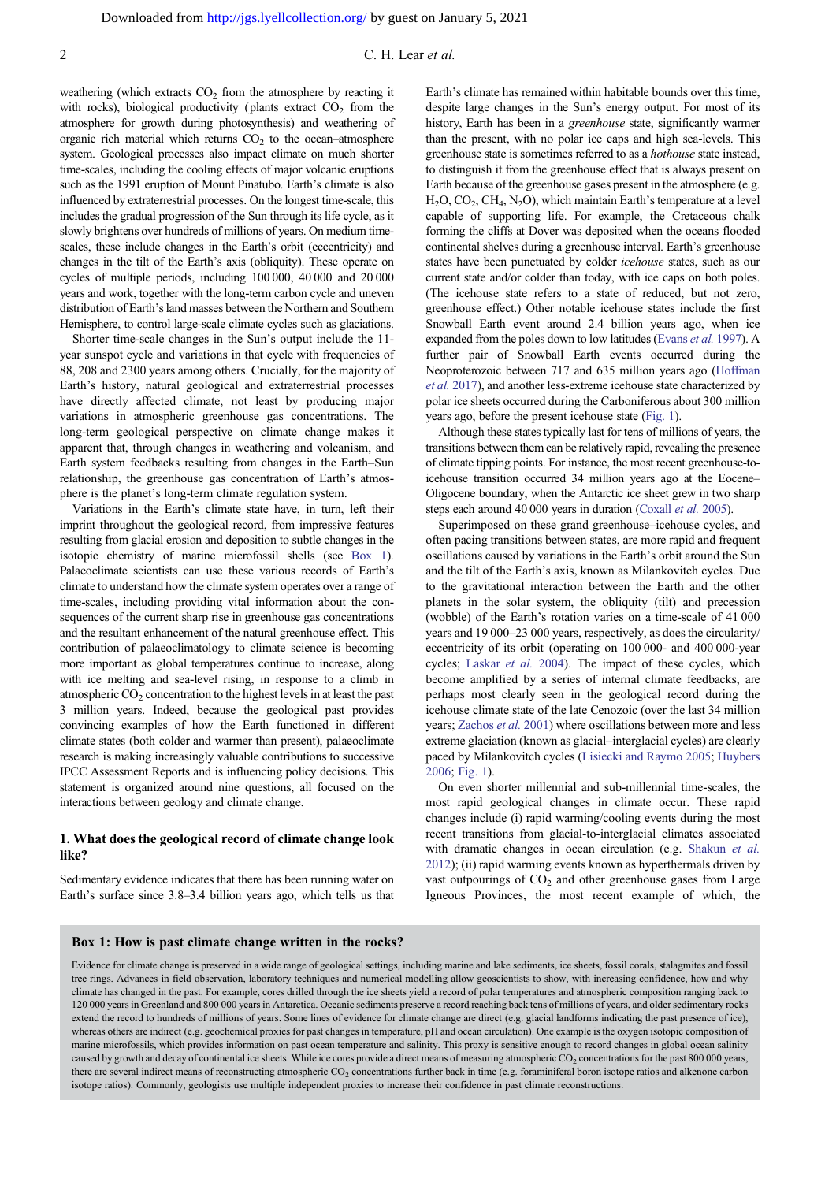weathering (which extracts $CO_2$ from the atmosphere by reacting it with rocks), biological productivity (plants extract $CO_2$ from the atmosphere for growth during photosynthesis) and weathering of organic rich material which returns $CO_2$ to the ocean–atmosphere system. Geological processes also impact climate on much shorter time-scales, including the cooling effects of major volcanic eruptions such as the 1991 eruption of Mount Pinatubo. Earth's climate is also influenced by extraterrestrial processes. On the longest time-scale, this includes the gradual progression of the Sun through its life cycle, as it slowly brightens over hundreds of millions of years. On medium time-scales, these include changes in the Earth's orbit (eccentricity) and changes in the tilt of the Earth's axis (obliquity). These operate on cycles of multiple periods, including 100 000, 40 000 and 20 000 years and work, together with the long-term carbon cycle and uneven distribution of Earth's land masses between the Northern and Southern Hemisphere, to control large-scale climate cycles such as glaciations.

Shorter time-scale changes in the Sun's output include the 11-year sunspot cycle and variations in that cycle with frequencies of 88, 208 and 2300 years among others. Crucially, for the majority of Earth's history, natural geological and extraterrestrial processes have directly affected climate, not least by producing major variations in atmospheric greenhouse gas concentrations. The long-term geological perspective on climate change makes it apparent that, through changes in weathering and volcanism, and Earth system feedbacks resulting from changes in the Earth–Sun relationship, the greenhouse gas concentration of Earth's atmosphere is the planet's long-term climate regulation system.

Variations in the Earth's climate state have, in turn, left their imprint throughout the geological record, from impressive features resulting from glacial erosion and deposition to subtle changes in the isotopic chemistry of marine microfossil shells (see Box 1). Palaeoclimate scientists can use these various records of Earth's climate to understand how the climate system operates over a range of time-scales, including providing vital information about the consequences of the current sharp rise in greenhouse gas concentrations and the resultant enhancement of the natural greenhouse effect. This contribution of palaeoclimatology to climate science is becoming more important as global temperatures continue to increase, along with ice melting and sea-level rising, in response to a climb in atmospheric $CO_2$ concentration to the highest levels in at least the past 3 million years. Indeed, because the geological past provides convincing examples of how the Earth functioned in different climate states (both colder and warmer than present), palaeoclimate research is making increasingly valuable contributions to successive IPCC Assessment Reports and is influencing policy decisions. This statement is organized around nine questions, all focused on the interactions between geology and climate change.

## 1. What does the geological record of climate change look like?

Sedimentary evidence indicates that there has been running water on Earth's surface since 3.8–3.4 billion years ago, which tells us that Earth's climate has remained within habitable bounds over this time, despite large changes in the Sun's energy output. For most of its history, Earth has been in a *greenhouse* state, significantly warmer than the present, with no polar ice caps and high sea-levels. This greenhouse state is sometimes referred to as a *hothouse* state instead, to distinguish it from the greenhouse effect that is always present on Earth because of the greenhouse gases present in the atmosphere (e.g. $H_2O$, $CO_2$, $CH_4$, $N_2O$), which maintain Earth's temperature at a level capable of supporting life. For example, the Cretaceous chalk forming the cliffs at Dover was deposited when the oceans flooded continental shelves during a greenhouse interval. Earth's greenhouse states have been punctuated by colder *icehouse* states, such as our current state and/or colder than today, with ice caps on both poles. (The icehouse state refers to a state of reduced, but not zero, greenhouse effect.) Other notable icehouse states include the first Snowball Earth event around 2.4 billion years ago, when ice expanded from the poles down to low latitudes (Evans *et al.* 1997). A further pair of Snowball Earth events occurred during the Neoproterozoic between 717 and 635 million years ago (Hoffman *et al.* 2017), and another less-extreme icehouse state characterized by polar ice sheets occurred during the Carboniferous about 300 million years ago, before the present icehouse state (Fig. 1).

Although these states typically last for tens of millions of years, the transitions between them can be relatively rapid, revealing the presence of climate tipping points. For instance, the most recent greenhouse-to-icehouse transition occurred 34 million years ago at the Eocene–Oligocene boundary, when the Antarctic ice sheet grew in two sharp steps each around 40 000 years in duration (Coxall *et al.* 2005).

Superimposed on these grand greenhouse–icehouse cycles, and often pacing transitions between states, are more rapid and frequent oscillations caused by variations in the Earth's orbit around the Sun and the tilt of the Earth's axis, known as Milankovitch cycles. Due to the gravitational interaction between the Earth and the other planets in the solar system, the obliquity (tilt) and precession (wobble) of the Earth's rotation varies on a time-scale of 41 000 years and 19 000–23 000 years, respectively, as does the circularity/eccentricity of its orbit (operating on 100 000- and 400 000-year cycles; Laskar *et al.* 2004). The impact of these cycles, which become amplified by a series of internal climate feedbacks, are perhaps most clearly seen in the geological record during the icehouse climate state of the late Cenozoic (over the last 34 million years; Zachos *et al.* 2001) where oscillations between more and less extreme glaciation (known as glacial–interglacial cycles) are clearly paced by Milankovitch cycles (Lisiecki and Raymo 2005; Huybers 2006; Fig. 1).

On even shorter millennial and sub-millennial time-scales, the most rapid geological changes in climate occur. These rapid changes include (i) rapid warming/cooling events during the most recent transitions from glacial-to-interglacial climates associated with dramatic changes in ocean circulation (e.g. Shakun *et al.* 2012); (ii) rapid warming events known as hyperthermals driven by vast outpourings of $CO_2$ and other greenhouse gases from Large Igneous Provinces, the most recent example of which, the

### Box 1: How is past climate change written in the rocks?

Evidence for climate change is preserved in a wide range of geological settings, including marine and lake sediments, ice sheets, fossil corals, stalagmites and fossil tree rings. Advances in field observation, laboratory techniques and numerical modelling allow geoscientists to show, with increasing confidence, how and why climate has changed in the past. For example, cores drilled through the ice sheets yield a record of polar temperatures and atmospheric composition ranging back to 120 000 years in Greenland and 800 000 years in Antarctica. Oceanic sediments preserve a record reaching back tens of millions of years, and older sedimentary rocks extend the record to hundreds of millions of years. Some lines of evidence for climate change are direct (e.g. glacial landforms indicating the past presence of ice), whereas others are indirect (e.g. geochemical proxies for past changes in temperature, pH and ocean circulation). One example is the oxygen isotopic composition of marine microfossils, which provides information on past ocean temperature and salinity. This proxy is sensitive enough to record changes in global ocean salinity caused by growth and decay of continental ice sheets. While ice cores provide a direct means of measuring atmospheric $CO_2$ concentrations for the past 800 000 years, there are several indirect means of reconstructing atmospheric $CO_2$ concentrations further back in time (e.g. foraminiferal boron isotope ratios and alkenone carbon isotope ratios). Commonly, geologists use multiple independent proxies to increase their confidence in past climate reconstructions.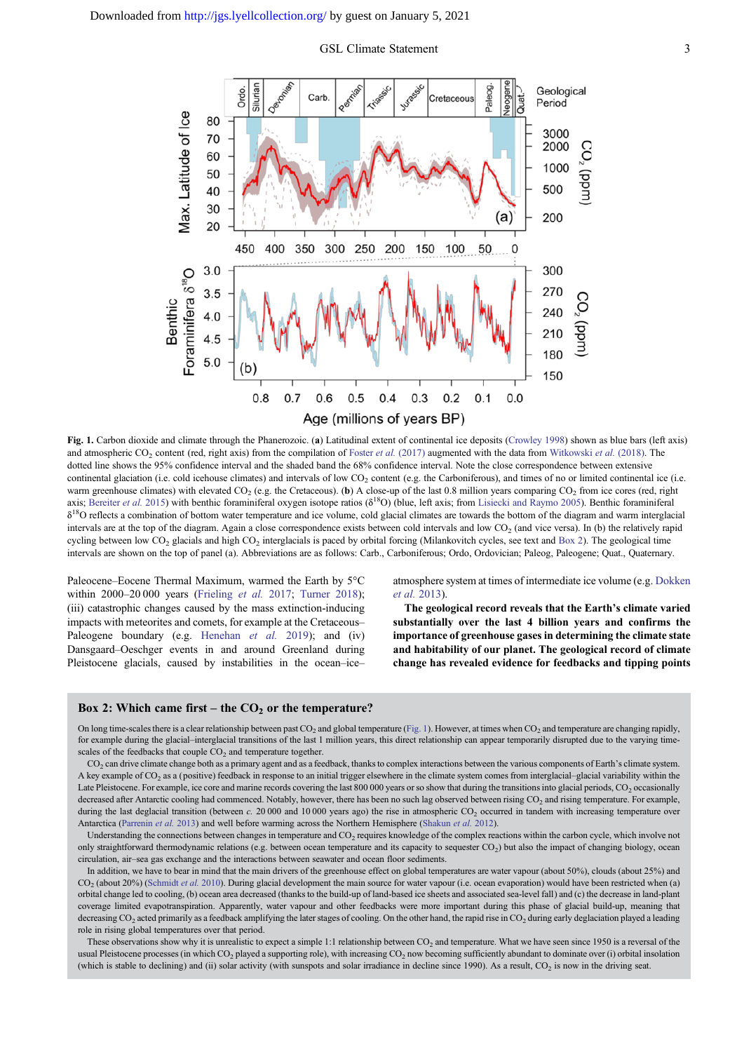**Fig. 1.** Carbon dioxide and climate through the Phanerozoic. (**a**) Latitudinal extent of continental ice deposits (Crowley 1998) shown as blue bars (left axis) and atmospheric $CO_2$ content (red, right axis) from the compilation of Foster *et al.* (2017) augmented with the data from Witkowski *et al.* (2018). The dotted line shows the 95% confidence interval and the shaded band the 68% confidence interval. Note the close correspondence between extensive continental glaciation (i.e. cold icehouse climates) and intervals of low $CO_2$ content (e.g. the Carboniferous), and times of no or limited continental ice (i.e. warm greenhouse climates) with elevated $CO_2$ (e.g. the Cretaceous). (**b**) A close-up of the last 0.8 million years comparing $CO_2$ from ice cores (red, right axis; Bereiter *et al.* 2015) with benthic foraminiferal oxygen isotope ratios ($\delta^{18}O$) (blue, left axis; from Lisiecki and Raymo 2005). Benthic foraminiferal $\delta^{18}O$ reflects a combination of bottom water temperature and ice volume, cold glacial climates are towards the bottom of the diagram and warm interglacial intervals are at the top of the diagram. Again a close correspondence exists between cold intervals and low $CO_2$ (and vice versa). In (b) the relatively rapid cycling between low $CO_2$ glacials and high $CO_2$ interglacials is paced by orbital forcing (Milankovitch cycles, see text and Box 2). The geological time intervals are shown on the top of panel (a). Abbreviations are as follows: Carb., Carboniferous; Ordo, Ordovician; Paleog, Paleogene; Quat., Quaternary.

Paleocene–Eocene Thermal Maximum, warmed the Earth by 5°C within 2000–20 000 years (Frieling *et al.* 2017; Turner 2018); (iii) catastrophic changes caused by the mass extinction-inducing impacts with meteorites and comets, for example at the Cretaceous–Paleogene boundary (e.g. Henehan *et al.* 2019); and (iv) Dansgaard–Oeschger events in and around Greenland during Pleistocene glacials, caused by instabilities in the ocean–ice–atmosphere system at times of intermediate ice volume (e.g. Dokken *et al.* 2013).

**The geological record reveals that the Earth's climate varied substantially over the last 4 billion years and confirms the importance of greenhouse gases in determining the climate state and habitability of our planet. The geological record of climate change has revealed evidence for feedbacks and tipping points**

## Box 2: Which came first – the $CO_2$ or the temperature?

On long time-scales there is a clear relationship between past $CO_2$ and global temperature (Fig. 1). However, at times when $CO_2$ and temperature are changing rapidly, for example during the glacial–interglacial transitions of the last 1 million years, this direct relationship can appear temporarily disrupted due to the varying time-scales of the feedbacks that couple $CO_2$ and temperature together.

$CO_2$ can drive climate change both as a primary agent and as a feedback, thanks to complex interactions between the various components of Earth's climate system. A key example of $CO_2$ as a (positive) feedback in response to an initial trigger elsewhere in the climate system comes from interglacial–glacial variability within the Late Pleistocene. For example, ice core and marine records covering the last 800 000 years or so show that during the transitions into glacial periods, $CO_2$ occasionally decreased after Antarctic cooling had commenced. Notably, however, there has been no such lag observed between rising $CO_2$ and rising temperature. For example, during the last deglacial transition (between *c.* 20 000 and 10 000 years ago) the rise in atmospheric $CO_2$ occurred in tandem with increasing temperature over Antarctica (Parrenin *et al.* 2013) and well before warming across the Northern Hemisphere (Shakun *et al.* 2012).

Understanding the connections between changes in temperature and $CO_2$ requires knowledge of the complex reactions within the carbon cycle, which involve not only straightforward thermodynamic relations (e.g. between ocean temperature and its capacity to sequester $CO_2$) but also the impact of changing biology, ocean circulation, air–sea gas exchange and the interactions between seawater and ocean floor sediments.

In addition, we have to bear in mind that the main drivers of the greenhouse effect on global temperatures are water vapour (about 50%), clouds (about 25%) and $CO_2$ (about 20%) (Schmidt *et al.* 2010). During glacial development the main source for water vapour (i.e. ocean evaporation) would have been restricted when (a) orbital change led to cooling, (b) ocean area decreased (thanks to the build-up of land-based ice sheets and associated sea-level fall) and (c) the decrease in land-plant coverage limited evapotranspiration. Apparently, water vapour and other feedbacks were more important during this phase of glacial build-up, meaning that decreasing $CO_2$ acted primarily as a feedback amplifying the later stages of cooling. On the other hand, the rapid rise in $CO_2$ during early deglaciation played a leading role in rising global temperatures over that period.

These observations show why it is unrealistic to expect a simple 1:1 relationship between $CO_2$ and temperature. What we have seen since 1950 is a reversal of the usual Pleistocene processes (in which $CO_2$ played a supporting role), with increasing $CO_2$ now becoming sufficiently abundant to dominate over (i) orbital insolation (which is stable to declining) and (ii) solar activity (with sunspots and solar irradiance in decline since 1990). As a result, $CO_2$ is now in the driving seat.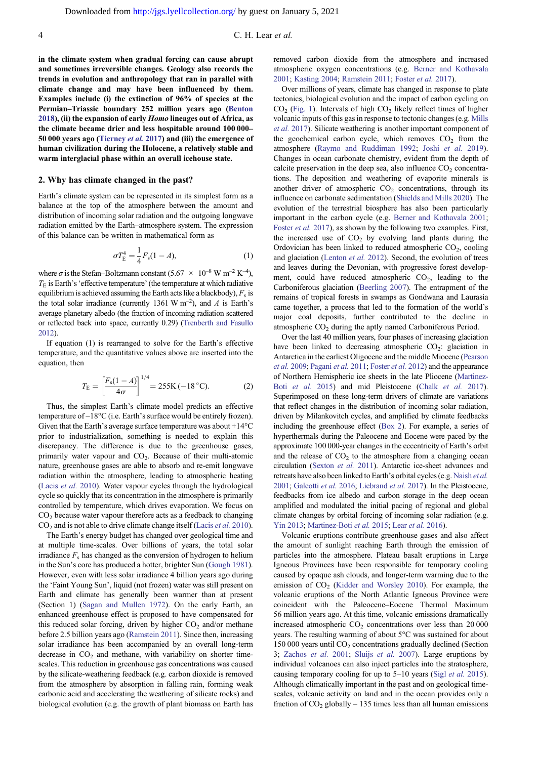**in the climate system when gradual forcing can cause abrupt and sometimes irreversible changes. Geology also records the trends in evolution and anthropology that ran in parallel with climate change and may have been influenced by them. Examples include (i) the extinction of 96% of species at the Permian–Triassic boundary 252 million years ago (Benton 2018), (ii) the expansion of early *Homo* lineages out of Africa, as the climate became drier and less hospitable around 100 000–50 000 years ago (Tierney *et al.* 2017) and (iii) the emergence of human civilization during the Holocene, a relatively stable and warm interglacial phase within an overall icehouse state.**

## 2. Why has climate changed in the past?

Earth's climate system can be represented in its simplest form as a balance at the top of the atmosphere between the amount and distribution of incoming solar radiation and the outgoing longwave radiation emitted by the Earth–atmosphere system. The expression of this balance can be written in mathematical form as

$$\sigma T_{\mathrm{E}}^4 = \frac{1}{4} F_{\mathrm{s}}(1 - A), \tag{1}$$

where $\sigma$ is the Stefan–Boltzmann constant ($5.67 \times 10^{-8}$ W m$^{-2}$ K$^{-4}$), $T_{\mathrm{E}}$ is Earth's 'effective temperature' (the temperature at which radiative equilibrium is achieved assuming the Earth acts like a blackbody), $F_{\mathrm{s}}$ is the total solar irradiance (currently 1361 W m$^{-2}$), and $A$ is Earth's average planetary albedo (the fraction of incoming radiation scattered or reflected back into space, currently 0.29) (Trenberth and Fasullo 2012).

If equation (1) is rearranged to solve for the Earth's effective temperature, and the quantitative values above are inserted into the equation, then

$$T_{\mathrm{E}} = \left[\frac{F_{\mathrm{s}}(1 - A)}{4\sigma}\right]^{1/4} = 255\mathrm{K}\,(-18\,^{\circ}\mathrm{C}). \tag{2}$$

Thus, the simplest Earth's climate model predicts an effective temperature of −18°C (i.e. Earth's surface would be entirely frozen). Given that the Earth's average surface temperature was about +14°C prior to industrialization, something is needed to explain this discrepancy. The difference is due to the greenhouse gases, primarily water vapour and $CO_2$. Because of their multi-atomic nature, greenhouse gases are able to absorb and re-emit longwave radiation within the atmosphere, leading to atmospheric heating (Lacis *et al.* 2010). Water vapour cycles through the hydrological cycle so quickly that its concentration in the atmosphere is primarily controlled by temperature, which drives evaporation. We focus on $CO_2$ because water vapour therefore acts as a feedback to changing $CO_2$ and is not able to drive climate change itself (Lacis *et al.* 2010).

The Earth's energy budget has changed over geological time and at multiple time-scales. Over billions of years, the total solar irradiance $F_{\mathrm{s}}$ has changed as the conversion of hydrogen to helium in the Sun's core has produced a hotter, brighter Sun (Gough 1981). However, even with less solar irradiance 4 billion years ago during the 'Faint Young Sun', liquid (not frozen) water was still present on Earth and climate has generally been warmer than at present (Section 1) (Sagan and Mullen 1972). On the early Earth, an enhanced greenhouse effect is proposed to have compensated for this reduced solar forcing, driven by higher $CO_2$ and/or methane before 2.5 billion years ago (Ramstein 2011). Since then, increasing solar irradiance has been accompanied by an overall long-term decrease in $CO_2$ and methane, with variability on shorter time-scales. This reduction in greenhouse gas concentrations was caused by the silicate-weathering feedback (e.g. carbon dioxide is removed from the atmosphere by absorption in falling rain, forming weak carbonic acid and accelerating the weathering of silicate rocks) and biological evolution (e.g. the growth of plant biomass on Earth has removed carbon dioxide from the atmosphere and increased atmospheric oxygen concentrations (e.g. Berner and Kothavala 2001; Kasting 2004; Ramstein 2011; Foster *et al.* 2017).

Over millions of years, climate has changed in response to plate tectonics, biological evolution and the impact of carbon cycling on $CO_2$ (Fig. 1). Intervals of high $CO_2$ likely reflect times of higher volcanic inputs of this gas in response to tectonic changes (e.g. Mills *et al.* 2017). Silicate weathering is another important component of the geochemical carbon cycle, which removes $CO_2$ from the atmosphere (Raymo and Ruddiman 1992; Joshi *et al.* 2019). Changes in ocean carbonate chemistry, evident from the depth of calcite preservation in the deep sea, also influence $CO_2$ concentrations. The deposition and weathering of evaporite minerals is another driver of atmospheric $CO_2$ concentrations, through its influence on carbonate sedimentation (Shields and Mills 2020). The evolution of the terrestrial biosphere has also been particularly important in the carbon cycle (e.g. Berner and Kothavala 2001; Foster *et al.* 2017), as shown by the following two examples. First, the increased use of $CO_2$ by evolving land plants during the Ordovician has been linked to reduced atmospheric $CO_2$, cooling and glaciation (Lenton *et al.* 2012). Second, the evolution of trees and leaves during the Devonian, with progressive forest development, could have reduced atmospheric $CO_2$, leading to the Carboniferous glaciation (Beerling 2007). The entrapment of the remains of tropical forests in swamps as Gondwana and Laurasia came together, a process that led to the formation of the world's major coal deposits, further contributed to the decline in atmospheric $CO_2$ during the aptly named Carboniferous Period.

Over the last 40 million years, four phases of increasing glaciation have been linked to decreasing atmospheric $CO_2$: glaciation in Antarctica in the earliest Oligocene and the middle Miocene (Pearson *et al.* 2009; Pagani *et al.* 2011; Foster *et al.* 2012) and the appearance of Northern Hemispheric ice sheets in the late Pliocene (Martinez-Boti *et al.* 2015) and mid Pleistocene (Chalk *et al.* 2017). Superimposed on these long-term drivers of climate are variations that reflect changes in the distribution of incoming solar radiation, driven by Milankovitch cycles, and amplified by climate feedbacks including the greenhouse effect (Box 2). For example, a series of hyperthermals during the Paleocene and Eocene were paced by the approximate 100 000-year changes in the eccentricity of Earth's orbit and the release of $CO_2$ to the atmosphere from a changing ocean circulation (Sexton *et al.* 2011). Antarctic ice-sheet advances and retreats have also been linked to Earth's orbital cycles (e.g. Naish *et al.* 2001; Galeotti *et al.* 2016; Liebrand *et al.* 2017). In the Pleistocene, feedbacks from ice albedo and carbon storage in the deep ocean amplified and modulated the initial pacing of regional and global climate changes by orbital forcing of incoming solar radiation (e.g. Yin 2013; Martinez-Boti *et al.* 2015; Lear *et al.* 2016).

Volcanic eruptions contribute greenhouse gases and also affect the amount of sunlight reaching Earth through the emission of particles into the atmosphere. Plateau basalt eruptions in Large Igneous Provinces have been responsible for temporary cooling caused by opaque ash clouds, and longer-term warming due to the emission of $CO_2$ (Kidder and Worsley 2010). For example, the volcanic eruptions of the North Atlantic Igneous Province were coincident with the Paleocene–Eocene Thermal Maximum 56 million years ago. At this time, volcanic emissions dramatically increased atmospheric $CO_2$ concentrations over less than 20 000 years. The resulting warming of about 5°C was sustained for about 150 000 years until $CO_2$ concentrations gradually declined (Section 3; Zachos *et al.* 2001; Sluijs *et al.* 2007). Large eruptions by individual volcanoes can also inject particles into the stratosphere, causing temporary cooling for up to 5–10 years (Sigl *et al.* 2015). Although climatically important in the past and on geological time-scales, volcanic activity on land and in the ocean provides only a fraction of $CO_2$ globally – 135 times less than all human emissions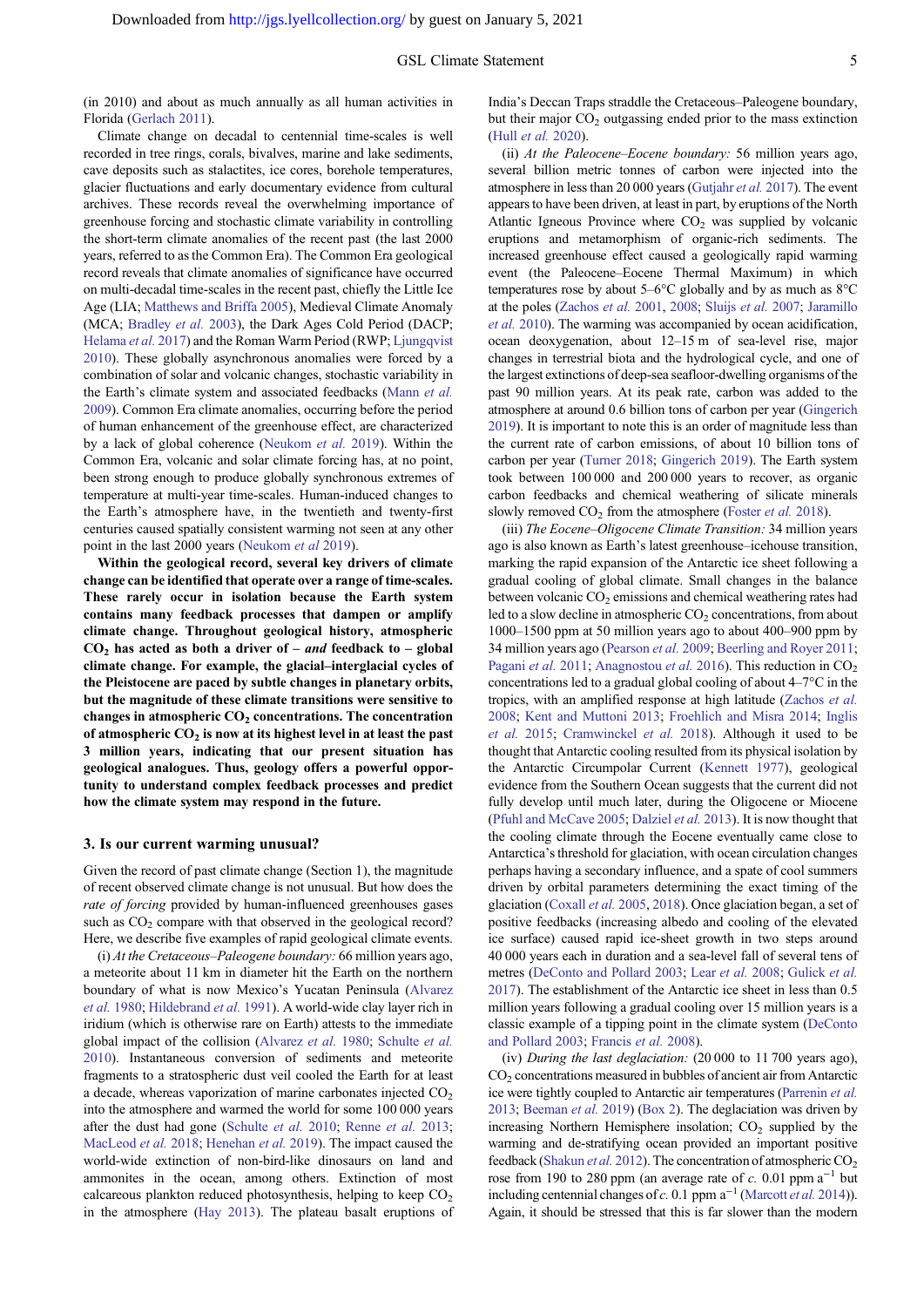(in 2010) and about as much annually as all human activities in Florida (Gerlach 2011).

Climate change on decadal to centennial time-scales is well recorded in tree rings, corals, bivalves, marine and lake sediments, cave deposits such as stalactites, ice cores, borehole temperatures, glacier fluctuations and early documentary evidence from cultural archives. These records reveal the overwhelming importance of greenhouse forcing and stochastic climate variability in controlling the short-term climate anomalies of the recent past (the last 2000 years, referred to as the Common Era). The Common Era geological record reveals that climate anomalies of significance have occurred on multi-decadal time-scales in the recent past, chiefly the Little Ice Age (LIA; Matthews and Briffa 2005), Medieval Climate Anomaly (MCA; Bradley *et al.* 2003), the Dark Ages Cold Period (DACP; Helama *et al.* 2017) and the Roman Warm Period (RWP; Ljungqvist 2010). These globally asynchronous anomalies were forced by a combination of solar and volcanic changes, stochastic variability in the Earth's climate system and associated feedbacks (Mann *et al.* 2009). Common Era climate anomalies, occurring before the period of human enhancement of the greenhouse effect, are characterized by a lack of global coherence (Neukom *et al.* 2019). Within the Common Era, volcanic and solar climate forcing has, at no point, been strong enough to produce globally synchronous extremes of temperature at multi-year time-scales. Human-induced changes to the Earth's atmosphere have, in the twentieth and twenty-first centuries caused spatially consistent warming not seen at any other point in the last 2000 years (Neukom *et al* 2019).

**Within the geological record, several key drivers of climate change can be identified that operate over a range of time-scales. These rarely occur in isolation because the Earth system contains many feedback processes that dampen or amplify climate change. Throughout geological history, atmospheric $CO_2$ has acted as both a driver of – *and* feedback to – global climate change. For example, the glacial–interglacial cycles of the Pleistocene are paced by subtle changes in planetary orbits, but the magnitude of these climate transitions were sensitive to changes in atmospheric $CO_2$ concentrations. The concentration of atmospheric $CO_2$ is now at its highest level in at least the past 3 million years, indicating that our present situation has geological analogues. Thus, geology offers a powerful opportunity to understand complex feedback processes and predict how the climate system may respond in the future.**

## 3. Is our current warming unusual?

Given the record of past climate change (Section 1), the magnitude of recent observed climate change is not unusual. But how does the *rate of forcing* provided by human-influenced greenhouses gases such as $CO_2$ compare with that observed in the geological record? Here, we describe five examples of rapid geological climate events.

(i) *At the Cretaceous–Paleogene boundary:* 66 million years ago, a meteorite about 11 km in diameter hit the Earth on the northern boundary of what is now Mexico's Yucatan Peninsula (Alvarez *et al.* 1980; Hildebrand *et al.* 1991). A world-wide clay layer rich in iridium (which is otherwise rare on Earth) attests to the immediate global impact of the collision (Alvarez *et al.* 1980; Schulte *et al.* 2010). Instantaneous conversion of sediments and meteorite fragments to a stratospheric dust veil cooled the Earth for at least a decade, whereas vaporization of marine carbonates injected $CO_2$ into the atmosphere and warmed the world for some 100 000 years after the dust had gone (Schulte *et al.* 2010; Renne *et al.* 2013; MacLeod *et al.* 2018; Henehan *et al.* 2019). The impact caused the world-wide extinction of non-bird-like dinosaurs on land and ammonites in the ocean, among others. Extinction of most calcareous plankton reduced photosynthesis, helping to keep $CO_2$ in the atmosphere (Hay 2013). The plateau basalt eruptions of India's Deccan Traps straddle the Cretaceous–Paleogene boundary, but their major $CO_2$ outgassing ended prior to the mass extinction (Hull *et al.* 2020).

(ii) *At the Paleocene–Eocene boundary:* 56 million years ago, several billion metric tonnes of carbon were injected into the atmosphere in less than 20 000 years (Gutjahr *et al.* 2017). The event appears to have been driven, at least in part, by eruptions of the North Atlantic Igneous Province where $CO_2$ was supplied by volcanic eruptions and metamorphism of organic-rich sediments. The increased greenhouse effect caused a geologically rapid warming event (the Paleocene–Eocene Thermal Maximum) in which temperatures rose by about 5–6°C globally and by as much as 8°C at the poles (Zachos *et al.* 2001, 2008; Sluijs *et al.* 2007; Jaramillo *et al.* 2010). The warming was accompanied by ocean acidification, ocean deoxygenation, about 12–15 m of sea-level rise, major changes in terrestrial biota and the hydrological cycle, and one of the largest extinctions of deep-sea seafloor-dwelling organisms of the past 90 million years. At its peak rate, carbon was added to the atmosphere at around 0.6 billion tons of carbon per year (Gingerich 2019). It is important to note this is an order of magnitude less than the current rate of carbon emissions, of about 10 billion tons of carbon per year (Turner 2018; Gingerich 2019). The Earth system took between 100 000 and 200 000 years to recover, as organic carbon feedbacks and chemical weathering of silicate minerals slowly removed $CO_2$ from the atmosphere (Foster *et al.* 2018).

(iii) *The Eocene–Oligocene Climate Transition:* 34 million years ago is also known as Earth's latest greenhouse–icehouse transition, marking the rapid expansion of the Antarctic ice sheet following a gradual cooling of global climate. Small changes in the balance between volcanic $CO_2$ emissions and chemical weathering rates had led to a slow decline in atmospheric $CO_2$ concentrations, from about 1000–1500 ppm at 50 million years ago to about 400–900 ppm by 34 million years ago (Pearson *et al.* 2009; Beerling and Royer 2011; Pagani *et al.* 2011; Anagnostou *et al.* 2016). This reduction in $CO_2$ concentrations led to a gradual global cooling of about 4–7°C in the tropics, with an amplified response at high latitude (Zachos *et al.* 2008; Kent and Muttoni 2013; Froehlich and Misra 2014; Inglis *et al.* 2015; Cramwinckel *et al.* 2018). Although it used to be thought that Antarctic cooling resulted from its physical isolation by the Antarctic Circumpolar Current (Kennett 1977), geological evidence from the Southern Ocean suggests that the current did not fully develop until much later, during the Oligocene or Miocene (Pfuhl and McCave 2005; Dalziel *et al.* 2013). It is now thought that the cooling climate through the Eocene eventually came close to Antarctica's threshold for glaciation, with ocean circulation changes perhaps having a secondary influence, and a spate of cool summers driven by orbital parameters determining the exact timing of the glaciation (Coxall *et al.* 2005, 2018). Once glaciation began, a set of positive feedbacks (increasing albedo and cooling of the elevated ice surface) caused rapid ice-sheet growth in two steps around 40 000 years each in duration and a sea-level fall of several tens of metres (DeConto and Pollard 2003; Lear *et al.* 2008; Gulick *et al.* 2017). The establishment of the Antarctic ice sheet in less than 0.5 million years following a gradual cooling over 15 million years is a classic example of a tipping point in the climate system (DeConto and Pollard 2003; Francis *et al.* 2008).

(iv) *During the last deglaciation:* (20 000 to 11 700 years ago), $CO_2$ concentrations measured in bubbles of ancient air from Antarctic ice were tightly coupled to Antarctic air temperatures (Parrenin *et al.* 2013; Beeman *et al.* 2019) (Box 2). The deglaciation was driven by increasing Northern Hemisphere insolation; $CO_2$ supplied by the warming and de-stratifying ocean provided an important positive feedback (Shakun *et al.* 2012). The concentration of atmospheric $CO_2$ rose from 190 to 280 ppm (an average rate of *c.* 0.01 ppm $a^{-1}$ but including centennial changes of *c.* 0.1 ppm $a^{-1}$ (Marcott *et al.* 2014)). Again, it should be stressed that this is far slower than the modern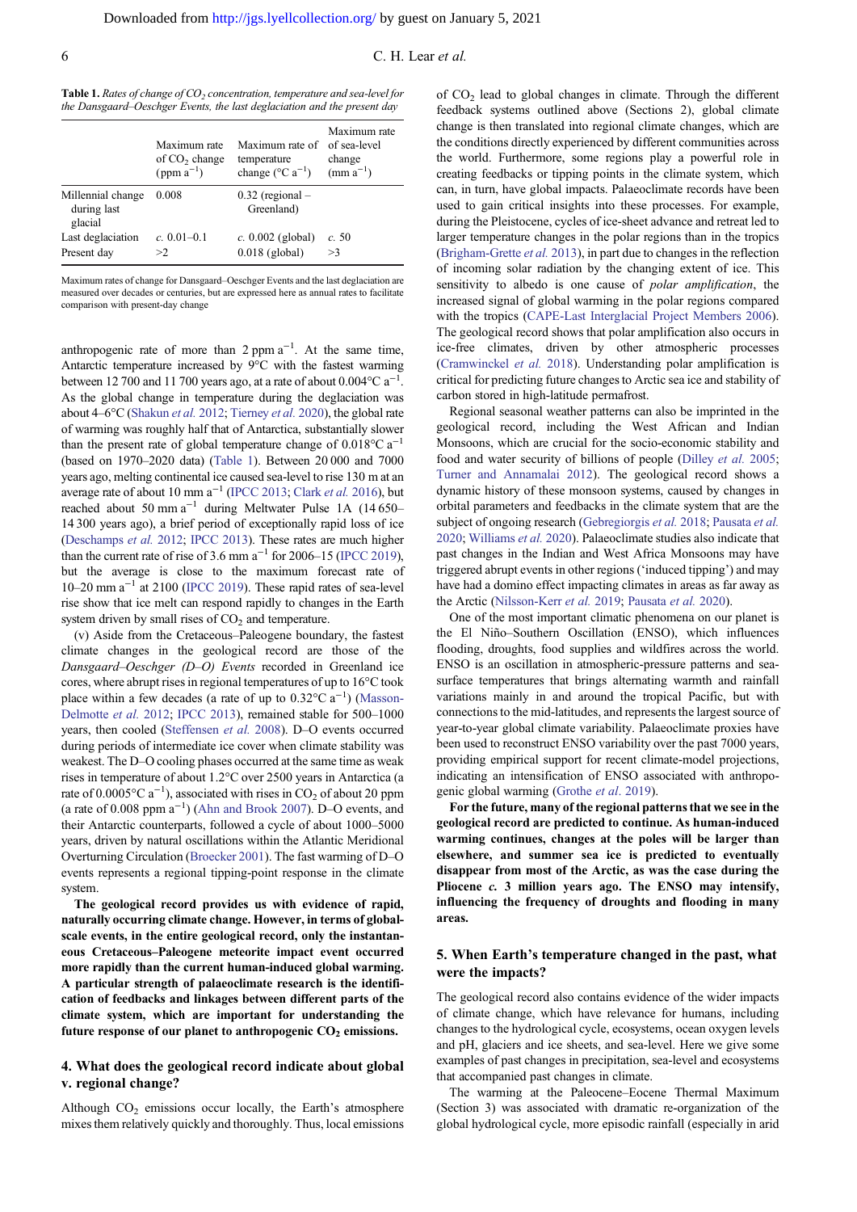**Table 1.** *Rates of change of $CO_2$ concentration, temperature and sea-level for the Dansgaard–Oeschger Events, the last deglaciation and the present day*

| | Maximum rate of $CO_2$ change (ppm $a^{-1}$) | Maximum rate of temperature change (°C $a^{-1}$) | Maximum rate of sea-level change (mm $a^{-1}$) |
|---|---|---|---|
| Millennial change during last glacial | 0.008 | 0.32 (regional – Greenland) | |
| Last deglaciation | *c.* 0.01–0.1 | *c.* 0.002 (global) | *c.* 50 |
| Present day | >2 | 0.018 (global) | >3 |

Maximum rates of change for Dansgaard–Oeschger Events and the last deglaciation are measured over decades or centuries, but are expressed here as annual rates to facilitate comparison with present-day change

anthropogenic rate of more than 2 ppm $a^{-1}$. At the same time, Antarctic temperature increased by 9°C with the fastest warming between 12 700 and 11 700 years ago, at a rate of about 0.004°C $a^{-1}$. As the global change in temperature during the deglaciation was about 4–6°C (Shakun *et al.* 2012; Tierney *et al.* 2020), the global rate of warming was roughly half that of Antarctica, substantially slower than the present rate of global temperature change of 0.018°C $a^{-1}$ (based on 1970–2020 data) (Table 1). Between 20 000 and 7000 years ago, melting continental ice caused sea-level to rise 130 m at an average rate of about 10 mm $a^{-1}$ (IPCC 2013; Clark *et al.* 2016), but reached about 50 mm $a^{-1}$ during Meltwater Pulse 1A (14 650–14 300 years ago), a brief period of exceptionally rapid loss of ice (Deschamps *et al.* 2012; IPCC 2013). These rates are much higher than the current rate of rise of 3.6 mm $a^{-1}$ for 2006–15 (IPCC 2019), but the average is close to the maximum forecast rate of 10–20 mm $a^{-1}$ at 2100 (IPCC 2019). These rapid rates of sea-level rise show that ice melt can respond rapidly to changes in the Earth system driven by small rises of $CO_2$ and temperature.

(v) Aside from the Cretaceous–Paleogene boundary, the fastest climate changes in the geological record are those of the *Dansgaard–Oeschger (D–O) Events* recorded in Greenland ice cores, where abrupt rises in regional temperatures of up to 16°C took place within a few decades (a rate of up to 0.32°C $a^{-1}$) (Masson-Delmotte *et al.* 2012; IPCC 2013), remained stable for 500–1000 years, then cooled (Steffensen *et al.* 2008). D–O events occurred during periods of intermediate ice cover when climate stability was weakest. The D–O cooling phases occurred at the same time as weak rises in temperature of about 1.2°C over 2500 years in Antarctica (a rate of 0.0005°C $a^{-1}$), associated with rises in $CO_2$ of about 20 ppm (a rate of 0.008 ppm $a^{-1}$) (Ahn and Brook 2007). D–O events, and their Antarctic counterparts, followed a cycle of about 1000–5000 years, driven by natural oscillations within the Atlantic Meridional Overturning Circulation (Broecker 2001). The fast warming of D–O events represents a regional tipping-point response in the climate system.

**The geological record provides us with evidence of rapid, naturally occurring climate change. However, in terms of global-scale events, in the entire geological record, only the instantaneous Cretaceous–Paleogene meteorite impact event occurred more rapidly than the current human-induced global warming. A particular strength of palaeoclimate research is the identification of feedbacks and linkages between different parts of the climate system, which are important for understanding the future response of our planet to anthropogenic $CO_2$ emissions.**

## 4. What does the geological record indicate about global v. regional change?

Although $CO_2$ emissions occur locally, the Earth's atmosphere mixes them relatively quickly and thoroughly. Thus, local emissions of $CO_2$ lead to global changes in climate. Through the different feedback systems outlined above (Sections 2), global climate change is then translated into regional climate changes, which are the conditions directly experienced by different communities across the world. Furthermore, some regions play a powerful role in creating feedbacks or tipping points in the climate system, which can, in turn, have global impacts. Palaeoclimate records have been used to gain critical insights into these processes. For example, during the Pleistocene, cycles of ice-sheet advance and retreat led to larger temperature changes in the polar regions than in the tropics (Brigham-Grette *et al.* 2013), in part due to changes in the reflection of incoming solar radiation by the changing extent of ice. This sensitivity to albedo is one cause of *polar amplification*, the increased signal of global warming in the polar regions compared with the tropics (CAPE-Last Interglacial Project Members 2006). The geological record shows that polar amplification also occurs in ice-free climates, driven by other atmospheric processes (Cramwinckel *et al.* 2018). Understanding polar amplification is critical for predicting future changes to Arctic sea ice and stability of carbon stored in high-latitude permafrost.

Regional seasonal weather patterns can also be imprinted in the geological record, including the West African and Indian Monsoons, which are crucial for the socio-economic stability and food and water security of billions of people (Dilley *et al.* 2005; Turner and Annamalai 2012). The geological record shows a dynamic history of these monsoon systems, caused by changes in orbital parameters and feedbacks in the climate system that are the subject of ongoing research (Gebregiorgis *et al.* 2018; Pausata *et al.* 2020; Williams *et al.* 2020). Palaeoclimate studies also indicate that past changes in the Indian and West Africa Monsoons may have triggered abrupt events in other regions ('induced tipping') and may have had a domino effect impacting climates in areas as far away as the Arctic (Nilsson-Kerr *et al.* 2019; Pausata *et al.* 2020).

One of the most important climatic phenomena on our planet is the El Niño–Southern Oscillation (ENSO), which influences flooding, droughts, food supplies and wildfires across the world. ENSO is an oscillation in atmospheric-pressure patterns and sea-surface temperatures that brings alternating warmth and rainfall variations mainly in and around the tropical Pacific, but with connections to the mid-latitudes, and represents the largest source of year-to-year global climate variability. Palaeoclimate proxies have been used to reconstruct ENSO variability over the past 7000 years, providing empirical support for recent climate-model projections, indicating an intensification of ENSO associated with anthropogenic global warming (Grothe *et al*. 2019).

**For the future, many of the regional patterns that we see in the geological record are predicted to continue. As human-induced warming continues, changes at the poles will be larger than elsewhere, and summer sea ice is predicted to eventually disappear from most of the Arctic, as was the case during the Pliocene *c.* 3 million years ago. The ENSO may intensify, influencing the frequency of droughts and flooding in many areas.**

## 5. When Earth's temperature changed in the past, what were the impacts?

The geological record also contains evidence of the wider impacts of climate change, which have relevance for humans, including changes to the hydrological cycle, ecosystems, ocean oxygen levels and pH, glaciers and ice sheets, and sea-level. Here we give some examples of past changes in precipitation, sea-level and ecosystems that accompanied past changes in climate.

The warming at the Paleocene–Eocene Thermal Maximum (Section 3) was associated with dramatic re-organization of the global hydrological cycle, more episodic rainfall (especially in arid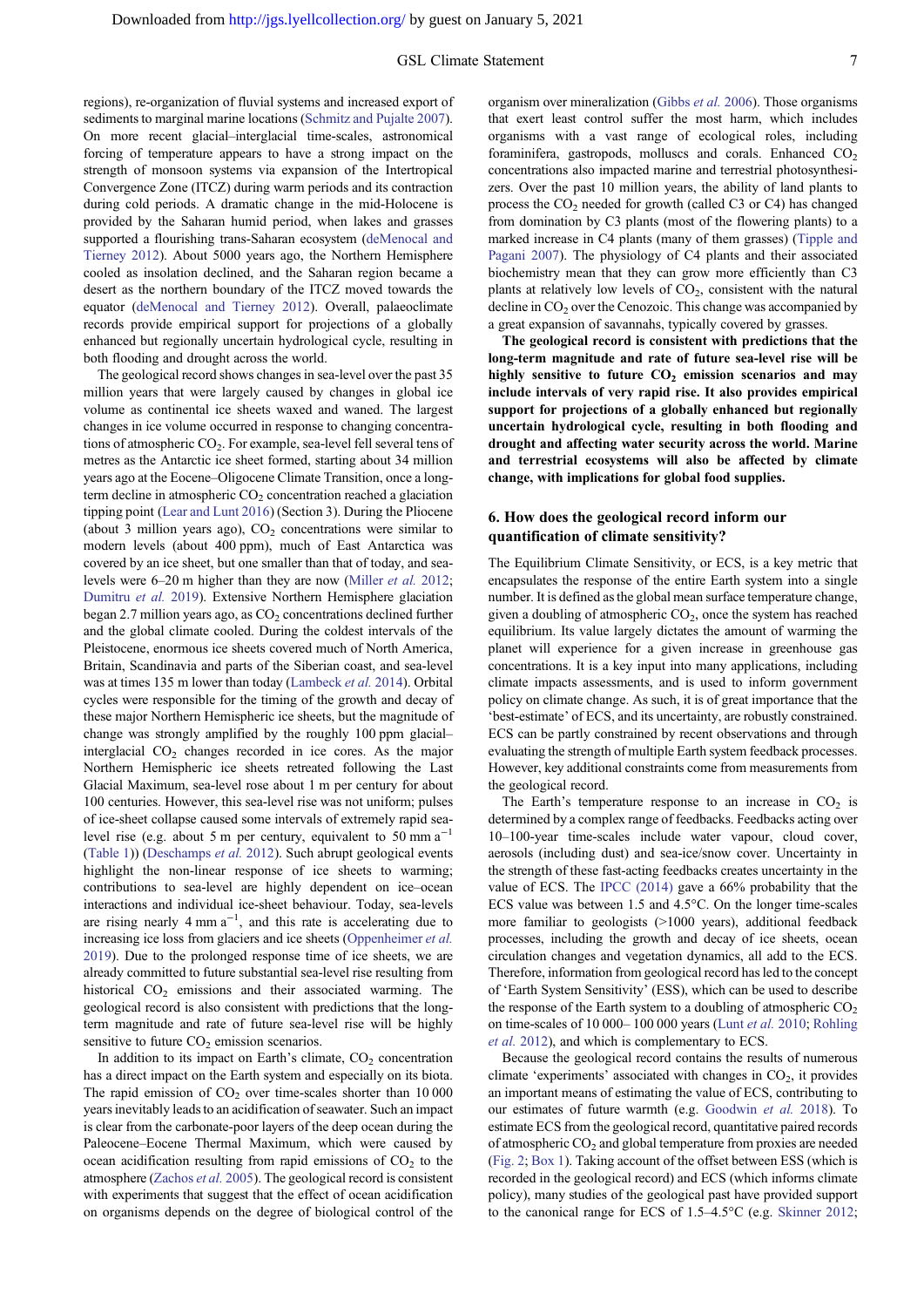regions), re-organization of fluvial systems and increased export of sediments to marginal marine locations (Schmitz and Pujalte 2007). On more recent glacial–interglacial time-scales, astronomical forcing of temperature appears to have a strong impact on the strength of monsoon systems via expansion of the Intertropical Convergence Zone (ITCZ) during warm periods and its contraction during cold periods. A dramatic change in the mid-Holocene is provided by the Saharan humid period, when lakes and grasses supported a flourishing trans-Saharan ecosystem (deMenocal and Tierney 2012). About 5000 years ago, the Northern Hemisphere cooled as insolation declined, and the Saharan region became a desert as the northern boundary of the ITCZ moved towards the equator (deMenocal and Tierney 2012). Overall, palaeoclimate records provide empirical support for projections of a globally enhanced but regionally uncertain hydrological cycle, resulting in both flooding and drought across the world.

The geological record shows changes in sea-level over the past 35 million years that were largely caused by changes in global ice volume as continental ice sheets waxed and waned. The largest changes in ice volume occurred in response to changing concentrations of atmospheric $CO_2$. For example, sea-level fell several tens of metres as the Antarctic ice sheet formed, starting about 34 million years ago at the Eocene–Oligocene Climate Transition, once a long-term decline in atmospheric $CO_2$ concentration reached a glaciation tipping point (Lear and Lunt 2016) (Section 3). During the Pliocene (about 3 million years ago), $CO_2$ concentrations were similar to modern levels (about 400 ppm), much of East Antarctica was covered by an ice sheet, but one smaller than that of today, and sea-levels were 6–20 m higher than they are now (Miller *et al.* 2012; Dumitru *et al.* 2019). Extensive Northern Hemisphere glaciation began 2.7 million years ago, as $CO_2$ concentrations declined further and the global climate cooled. During the coldest intervals of the Pleistocene, enormous ice sheets covered much of North America, Britain, Scandinavia and parts of the Siberian coast, and sea-level was at times 135 m lower than today (Lambeck *et al.* 2014). Orbital cycles were responsible for the timing of the growth and decay of these major Northern Hemisphere ice sheets, but the magnitude of change was strongly amplified by the roughly 100 ppm glacial–interglacial $CO_2$ changes recorded in ice cores. As the major Northern Hemispheric ice sheets retreated following the Last Glacial Maximum, sea-level rose about 1 m per century for about 100 centuries. However, this sea-level rise was not uniform; pulses of ice-sheet collapse caused some intervals of extremely rapid sea-level rise (e.g. about 5 m per century, equivalent to 50 mm $a^{-1}$ (Table 1)) (Deschamps *et al.* 2012). Such abrupt geological events highlight the non-linear response of ice sheets to warming; contributions to sea-level are highly dependent on ice–ocean interactions and individual ice-sheet behaviour. Today, sea-levels are rising nearly 4 mm $a^{-1}$, and this rate is accelerating due to increasing ice loss from glaciers and ice sheets (Oppenheimer *et al.* 2019). Due to the prolonged response time of ice sheets, we are already committed to future substantial sea-level rise resulting from historical $CO_2$ emissions and their associated warming. The geological record is also consistent with predictions that the long-term magnitude and rate of future sea-level rise will be highly sensitive to future $CO_2$ emission scenarios.

In addition to its impact on Earth's climate, $CO_2$ concentration has a direct impact on the Earth system and especially on its biota. The rapid emission of $CO_2$ over time-scales shorter than 10 000 years inevitably leads to an acidification of seawater. Such an impact is clear from the carbonate-poor layers of the deep ocean during the Paleocene–Eocene Thermal Maximum, which were caused by ocean acidification resulting from rapid emissions of $CO_2$ to the atmosphere (Zachos *et al.* 2005). The geological record is consistent with experiments that suggest that the effect of ocean acidification on organisms depends on the degree of biological control of the organism over mineralization (Gibbs *et al.* 2006). Those organisms that exert least control suffer the most harm, which includes organisms with a vast range of ecological roles, including foraminifera, gastropods, molluscs and corals. Enhanced $CO_2$ concentrations also impacted marine and terrestrial photosynthesizers. Over the past 10 million years, the ability of land plants to process the $CO_2$ needed for growth (called C3 or C4) has changed from domination by C3 plants (most of the flowering plants) to a marked increase in C4 plants (many of them grasses) (Tipple and Pagani 2007). The physiology of C4 plants and their associated biochemistry mean that they can grow more efficiently than C3 plants at relatively low levels of $CO_2$, consistent with the natural decline in $CO_2$ over the Cenozoic. This change was accompanied by a great expansion of savannahs, typically covered by grasses.

**The geological record is consistent with predictions that the long-term magnitude and rate of future sea-level rise will be highly sensitive to future $CO_2$ emission scenarios and may include intervals of very rapid rise. It also provides empirical support for projections of a globally enhanced but regionally uncertain hydrological cycle, resulting in both flooding and drought and affecting water security across the world. Marine and terrestrial ecosystems will also be affected by climate change, with implications for global food supplies.**

## 6. How does the geological record inform our quantification of climate sensitivity?

The Equilibrium Climate Sensitivity, or ECS, is a key metric that encapsulates the response of the entire Earth system into a single number. It is defined as the global mean surface temperature change, given a doubling of atmospheric $CO_2$, once the system has reached equilibrium. Its value largely dictates the amount of warming the planet will experience for a given increase in greenhouse gas concentrations. It is a key input into many applications, including climate impacts assessments, and is used to inform government policy on climate change. As such, it is of great importance that the 'best-estimate' of ECS, and its uncertainty, are robustly constrained. ECS can be partly constrained by recent observations and through evaluating the strength of multiple Earth system feedback processes. However, key additional constraints come from measurements from the geological record.

The Earth's temperature response to an increase in $CO_2$ is determined by a complex range of feedbacks. Feedbacks acting over 10–100-year time-scales include water vapour, cloud cover, aerosols (including dust) and sea-ice/snow cover. Uncertainty in the strength of these fast-acting feedbacks creates uncertainty in the value of ECS. The IPCC (2014) gave a 66% probability that the ECS value was between 1.5 and 4.5°C. On the longer time-scales more familiar to geologists (>1000 years), additional feedback processes, including the growth and decay of ice sheets, ocean circulation changes and vegetation dynamics, all add to the ECS. Therefore, information from geological record has led to the concept of 'Earth System Sensitivity' (ESS), which can be used to describe the response of the Earth system to a doubling of atmospheric $CO_2$ on time-scales of 10 000– 100 000 years (Lunt *et al.* 2010; Rohling *et al.* 2012), and which is complementary to ECS.

Because the geological record contains the results of numerous climate 'experiments' associated with changes in $CO_2$, it provides an important means of estimating the value of ECS, contributing to our estimates of future warmth (e.g. Goodwin *et al.* 2018). To estimate ECS from the geological record, quantitative paired records of atmospheric $CO_2$ and global temperature from proxies are needed (Fig. 2; Box 1). Taking account of the offset between ESS (which is recorded in the geological record) and ECS (which informs climate policy), many studies of the geological past have provided support to the canonical range for ECS of 1.5–4.5°C (e.g. Skinner 2012;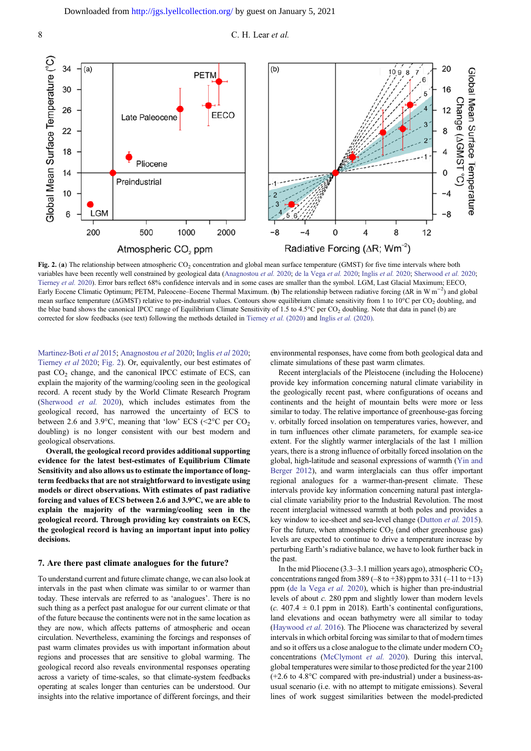**Fig. 2.** (**a**) The relationship between atmospheric $CO_2$ concentration and global mean surface temperature (GMST) for five time intervals where both variables have been recently well constrained by geological data (Anagnostou *et al.* 2020; de la Vega *et al.* 2020; Inglis *et al.* 2020; Sherwood *et al.* 2020; Tierney *et al.* 2020). Error bars reflect 68% confidence intervals and in some cases are smaller than the symbol. LGM, Last Glacial Maximum; EECO, Early Eocene Climatic Optimum; PETM, Paleocene–Eocene Thermal Maximum. (**b**) The relationship between radiative forcing (ΔR in W $m^{-2}$) and global mean surface temperature (ΔGMST) relative to pre-industrial values. Contours show equilibrium climate sensitivity from 1 to 10°C per $CO_2$ doubling, and the blue band shows the canonical IPCC range of Equilibrium Climate Sensitivity of 1.5 to 4.5°C per $CO_2$ doubling. Note that data in panel (b) are corrected for slow feedbacks (see text) following the methods detailed in Tierney *et al.* (2020) and Inglis *et al.* (2020).

Martinez-Boti *et al* 2015; Anagnostou *et al* 2020; Inglis *et al* 2020; Tierney *et al* 2020; Fig. 2). Or, equivalently, our best estimates of past $CO_2$ change, and the canonical IPCC estimate of ECS, can explain the majority of the warming/cooling seen in the geological record. A recent study by the World Climate Research Program (Sherwood *et al.* 2020), which includes estimates from the geological record, has narrowed the uncertainty of ECS to between 2.6 and 3.9°C, meaning that 'low' ECS (<2°C per $CO_2$ doubling) is no longer consistent with our best modern and geological observations.

**Overall, the geological record provides additional supporting evidence for the latest best-estimates of Equilibrium Climate Sensitivity and also allows us to estimate the importance of long-term feedbacks that are not straightforward to investigate using models or direct observations. With estimates of past radiative forcing and values of ECS between 2.6 and 3.9°C, we are able to explain the majority of the warming/cooling seen in the geological record. Through providing key constraints on ECS, the geological record is having an important input into policy decisions.**

## 7. Are there past climate analogues for the future?

To understand current and future climate change, we can also look at intervals in the past when climate was similar to or warmer than today. These intervals are referred to as 'analogues'. There is no such thing as a perfect past analogue for our current climate or that of the future because the continents were not in the same location as they are now, which affects patterns of atmospheric and ocean circulation. Nevertheless, examining the forcings and responses of past warm climates provides us with important information about regions and processes that are sensitive to global warming. The geological record also reveals environmental responses operating across a variety of time-scales, so that climate-system feedbacks operating at scales longer than centuries can be understood. Our insights into the relative importance of different forcings, and their environmental responses, have come from both geological data and climate simulations of these past warm climates.

Recent interglacials of the Pleistocene (including the Holocene) provide key information concerning natural climate variability in the geologically recent past, where configurations of oceans and continents and the height of mountain belts were more or less similar to today. The relative importance of greenhouse-gas forcing v. orbitally forced insolation on temperatures varies, however, and in turn influences other climate parameters, for example sea-ice extent. For the slightly warmer interglacials of the last 1 million years, there is a strong influence of orbitally forced insolation on the global, high-latitude and seasonal expressions of warmth (Yin and Berger 2012), and warm interglacials can thus offer important regional analogues for a warmer-than-present climate. These intervals provide key information concerning natural past interglacial climate variability prior to the Industrial Revolution. The most recent interglacial witnessed warmth at both poles and provides a key window to ice-sheet and sea-level change (Dutton *et al.* 2015). For the future, when atmospheric $CO_2$ (and other greenhouse gas) levels are expected to continue to drive a temperature increase by perturbing Earth's radiative balance, we have to look further back in the past.

In the mid Pliocene (3.3–3.1 million years ago), atmospheric $CO_2$ concentrations ranged from 389 (−8 to +38) ppm to 331 (−11 to +13) ppm (de la Vega *et al.* 2020), which is higher than pre-industrial levels of about *c.* 280 ppm and slightly lower than modern levels (*c.* 407.4 ± 0.1 ppm in 2018). Earth's continental configurations, land elevations and ocean bathymetry were all similar to today (Haywood *et al.* 2016). The Pliocene was characterized by several intervals in which orbital forcing was similar to that of modern times and so it offers us a close analogue to the climate under modern $CO_2$ concentrations (McClymont *et al.* 2020). During this interval, global temperatures were similar to those predicted for the year 2100 (+2.6 to 4.8°C compared with pre-industrial) under a business-as-usual scenario (i.e. with no attempt to mitigate emissions). Several lines of work suggest similarities between the model-predicted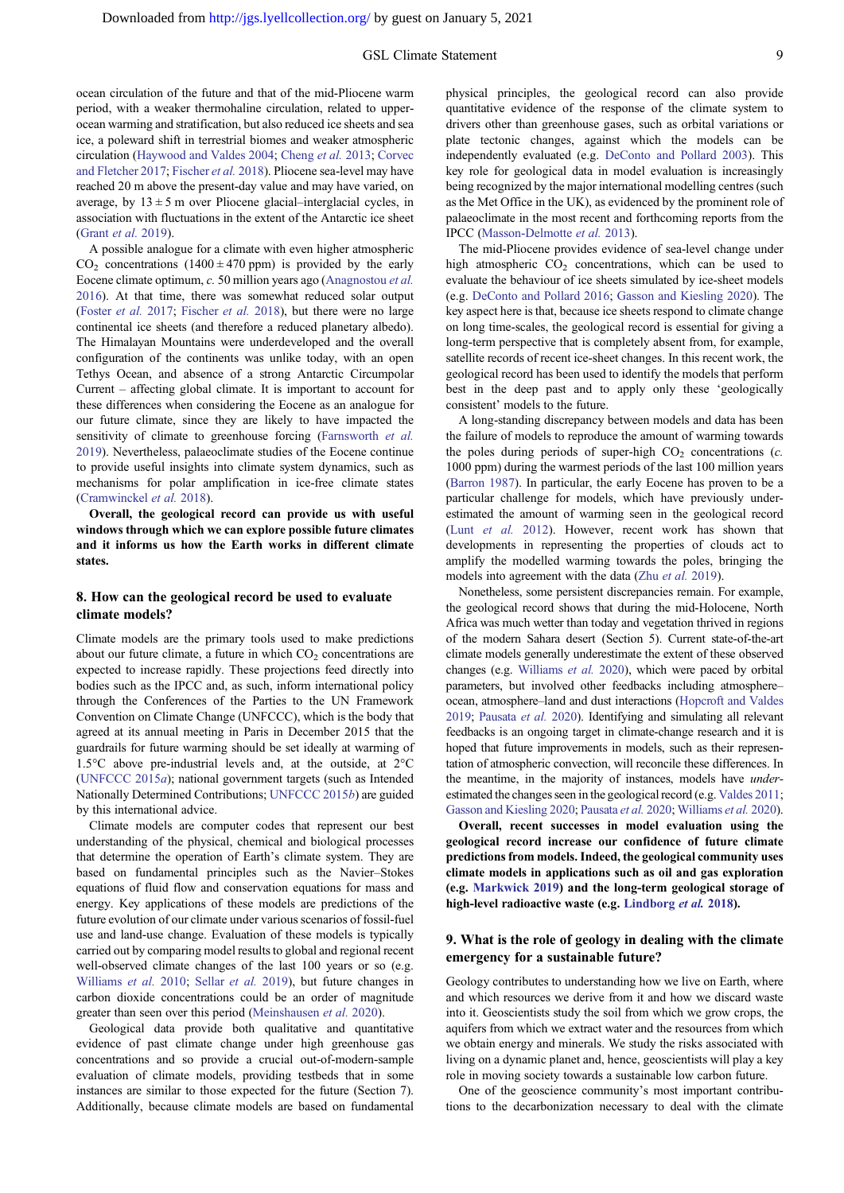ocean circulation of the future and that of the mid-Pliocene warm period, with a weaker thermohaline circulation, related to upper-ocean warming and stratification, but also reduced ice sheets and sea ice, a poleward shift in terrestrial biomes and weaker atmospheric circulation (Haywood and Valdes 2004; Cheng *et al.* 2013; Corvec and Fletcher 2017; Fischer *et al.* 2018). Pliocene sea-level may have reached 20 m above the present-day value and may have varied, on average, by 13 ± 5 m over Pliocene glacial–interglacial cycles, in association with fluctuations in the extent of the Antarctic ice sheet (Grant *et al.* 2019).

A possible analogue for a climate with even higher atmospheric $CO_2$ concentrations (1400 ± 470 ppm) is provided by the early Eocene climate optimum, *c.* 50 million years ago (Anagnostou *et al.* 2016). At that time, there was somewhat reduced solar output (Foster *et al.* 2017; Fischer *et al.* 2018), but there were no large continental ice sheets (and therefore a reduced planetary albedo). The Himalayan Mountains were underdeveloped and the overall configuration of the continents was unlike today, with an open Tethys Ocean, and absence of a strong Antarctic Circumpolar Current – affecting global climate. It is important to account for these differences when considering the Eocene as an analogue for our future climate, since they are likely to have impacted the sensitivity of climate to greenhouse forcing (Farnsworth *et al.* 2019). Nevertheless, palaeoclimate studies of the Eocene continue to provide useful insights into climate system dynamics, such as mechanisms for polar amplification in ice-free climate states (Cramwinckel *et al.* 2018).

**Overall, the geological record can provide us with useful windows through which we can explore possible future climates and it informs us how the Earth works in different climate states.**

## 8. How can the geological record be used to evaluate climate models?

Climate models are the primary tools used to make predictions about our future climate, a future in which $CO_2$ concentrations are expected to increase rapidly. These projections feed directly into bodies such as the IPCC and, as such, inform international policy through the Conferences of the Parties to the UN Framework Convention on Climate Change (UNFCCC), which is the body that agreed at its annual meeting in Paris in December 2015 that the guardrails for future warming should be set ideally at warming of 1.5°C above pre-industrial levels and, at the outside, at 2°C (UNFCCC 2015*a*); national government targets (such as Intended Nationally Determined Contributions; UNFCCC 2015*b*) are guided by this international advice.

Climate models are computer codes that represent our best understanding of the physical, chemical and biological processes that determine the operation of Earth's climate system. They are based on fundamental principles such as the Navier–Stokes equations of fluid flow and conservation equations for mass and energy. Key applications of these models are predictions of the future evolution of our climate under various scenarios of fossil-fuel use and land-use change. Evaluation of these models is typically carried out by comparing model results to global and regional recent well-observed climate changes of the last 100 years or so (e.g. Williams *et al.* 2010; Sellar *et al.* 2019), but future changes in carbon dioxide concentrations could be an order of magnitude greater than seen over this period (Meinshausen *et al.* 2020).

Geological data provide both qualitative and quantitative evidence of past climate change under high greenhouse gas concentrations and so provide a crucial out-of-modern-sample evaluation of climate models, providing testbeds that in some instances are similar to those expected for the future (Section 7). Additionally, because climate models are based on fundamental physical principles, the geological record can also provide quantitative evidence of the response of the climate system to drivers other than greenhouse gases, such as orbital variations or plate tectonic changes, against which the models can be independently evaluated (e.g. DeConto and Pollard 2003). This key role for geological data in model evaluation is increasingly being recognized by the major international modelling centres (such as the Met Office in the UK), as evidenced by the prominent role of palaeoclimate in the most recent and forthcoming reports from the IPCC (Masson-Delmotte *et al.* 2013).

The mid-Pliocene provides evidence of sea-level change under high atmospheric $CO_2$ concentrations, which can be used to evaluate the behaviour of ice sheets simulated by ice-sheet models (e.g. DeConto and Pollard 2016; Gasson and Kiesling 2020). The key aspect here is that, because ice sheets respond to climate change on long time-scales, the geological record is essential for giving a long-term perspective that is completely absent from, for example, satellite records of recent ice-sheet changes. In this recent work, the geological record has been used to identify the models that perform best in the deep past and to apply only these 'geologically consistent' models to the future.

A long-standing discrepancy between models and data has been the failure of models to reproduce the amount of warming towards the poles during periods of super-high $CO_2$ concentrations (*c.* 1000 ppm) during the warmest periods of the last 100 million years (Barron 1987). In particular, the early Eocene has proven to be a particular challenge for models, which have previously underestimated the amount of warming seen in the geological record (Lunt *et al.* 2012). However, recent work has shown that developments in representing the properties of clouds act to amplify the modelled warming towards the poles, bringing the models into agreement with the data (Zhu *et al.* 2019).

Nonetheless, some persistent discrepancies remain. For example, the geological record shows that during the mid-Holocene, North Africa was much wetter than today and vegetation thrived in regions of the modern Sahara desert (Section 5). Current state-of-the-art climate models generally underestimate the extent of these observed changes (e.g. Williams *et al.* 2020), which were paced by orbital parameters, but involved other feedbacks including atmosphere–ocean, atmosphere–land and dust interactions (Hopcroft and Valdes 2019; Pausata *et al.* 2020). Identifying and simulating all relevant feedbacks is an ongoing target in climate-change research and it is hoped that future improvements in models, such as their representation of atmospheric convection, will reconcile these differences. In the meantime, in the majority of instances, models have *under*-estimated the changes seen in the geological record (e.g. Valdes 2011; Gasson and Kiesling 2020; Pausata *et al.* 2020; Williams *et al.* 2020).

**Overall, recent successes in model evaluation using the geological record increase our confidence of future climate predictions from models. Indeed, the geological community uses climate models in applications such as oil and gas exploration (e.g. Markwick 2019) and the long-term geological storage of high-level radioactive waste (e.g. Lindborg *et al.* 2018).**

## 9. What is the role of geology in dealing with the climate emergency for a sustainable future?

Geology contributes to understanding how we live on Earth, where and which resources we derive from it and how we discard waste into it. Geoscientists study the soil from which we grow crops, the aquifers from which we extract water and the resources from which we obtain energy and minerals. We study the risks associated with living on a dynamic planet and, hence, geoscientists will play a key role in moving society towards a sustainable low carbon future.

One of the geoscience community's most important contributions to the decarbonization necessary to deal with the climate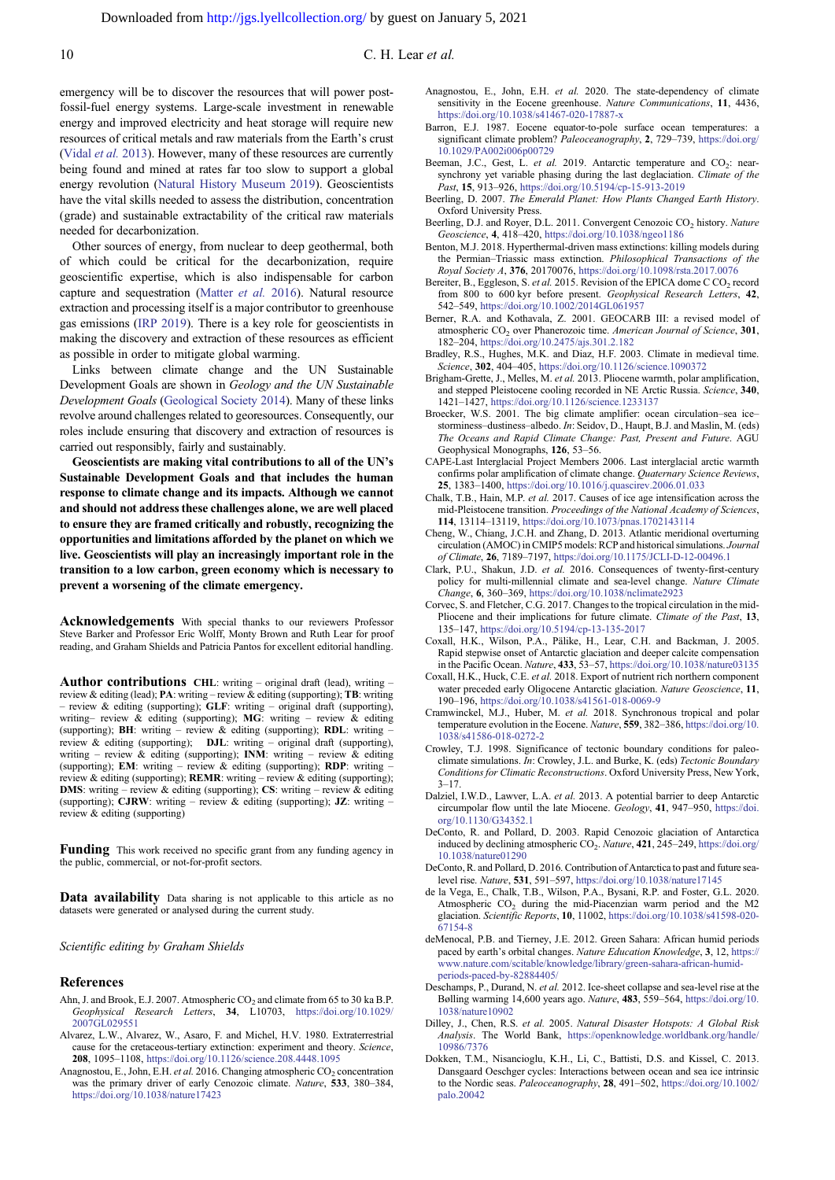emergency will be to discover the resources that will power post-fossil-fuel energy systems. Large-scale investment in renewable energy and improved electricity and heat storage will require new resources of critical metals and raw materials from the Earth's crust (Vidal *et al.* 2013). However, many of these resources are currently being found and mined at rates far too slow to support a global energy revolution (Natural History Museum 2019). Geoscientists have the vital skills needed to assess the distribution, concentration (grade) and sustainable extractability of the critical raw materials needed for decarbonization.

Other sources of energy, from nuclear to deep geothermal, both of which could be critical for the decarbonization, require geoscientific expertise, which is also indispensable for carbon capture and sequestration (Matter *et al.* 2016). Natural resource extraction and processing itself is a major contributor to greenhouse gas emissions (IRP 2019). There is a key role for geoscientists in making the discovery and extraction of these resources as efficient as possible in order to mitigate global warming.

Links between climate change and the UN Sustainable Development Goals are shown in *Geology and the UN Sustainable Development Goals* (Geological Society 2014). Many of these links revolve around challenges related to georesources. Consequently, our roles include ensuring that discovery and extraction of resources is carried out responsibly, fairly and sustainably.

**Geoscientists are making vital contributions to all of the UN's Sustainable Development Goals and that includes the human response to climate change and its impacts. Although we cannot and should not address these challenges alone, we are well placed to ensure they are framed critically and robustly, recognizing the opportunities and limitations afforded by the planet on which we live. Geoscientists will play an increasingly important role in the transition to a low carbon, green economy which is necessary to prevent a worsening of the climate emergency.**

**Acknowledgements** With special thanks to our reviewers Professor Steve Barker and Professor Eric Wolff, Monty Brown and Ruth Lear for proof reading, and Graham Shields and Patricia Pantos for excellent editorial handling.

**Author contributions** **CHL**: writing – original draft (lead), writing – review & editing (lead); **PA**: writing – review & editing (supporting); **TB**: writing – review & editing (supporting); **GLF**: writing – original draft (supporting), writing– review & editing (supporting); **MG**: writing – review & editing (supporting); **BH**: writing – review & editing (supporting); **RDL**: writing – review & editing (supporting); **DJL**: writing – original draft (supporting), writing – review & editing (supporting); **INM**: writing – review & editing (supporting); **EM**: writing – review & editing (supporting); **RDP**: writing – review & editing (supporting); **REMR**: writing – review & editing (supporting); **DMS**: writing – review & editing (supporting); **CS**: writing – review & editing (supporting); **CJRW**: writing – review & editing (supporting); **JZ**: writing – review & editing (supporting)

**Funding** This work received no specific grant from any funding agency in the public, commercial, or not-for-profit sectors.

**Data availability** Data sharing is not applicable to this article as no datasets were generated or analysed during the current study.

*Scientific editing by Graham Shields*

## References

Ahn, J. and Brook, E.J. 2007. Atmospheric $CO_2$ and climate from 65 to 30 ka B.P. *Geophysical Research Letters*, **34**, L10703, https://doi.org/10.1029/2007GL029551

Alvarez, L.W., Alvarez, W., Asaro, F. and Michel, H.V. 1980. Extraterrestrial cause for the cretaceous-tertiary extinction: experiment and theory. *Science*, **208**, 1095–1108, https://doi.org/10.1126/science.208.4448.1095

Anagnostou, E., John, E.H. *et al.* 2016. Changing atmospheric $CO_2$ concentration was the primary driver of early Cenozoic climate. *Nature*, **533**, 380–384, https://doi.org/10.1038/nature17423

Anagnostou, E., John, E.H. *et al.* 2020. The state-dependency of climate sensitivity in the Eocene greenhouse. *Nature Communications*, **11**, 4436, https://doi.org/10.1038/s41467-020-17887-x

Barron, E.J. 1987. Eocene equator-to-pole surface ocean temperatures: a significant climate problem? *Paleoceanography*, **2**, 729–739, https://doi.org/10.1029/PA002i006p00729

Beeman, J.C., Gest, L. *et al.* 2019. Antarctic temperature and $CO_2$: near-synchrony yet variable phasing during the last deglaciation. *Climate of the Past*, **15**, 913–926, https://doi.org/10.5194/cp-15-913-2019

Beerling, D. 2007. *The Emerald Planet: How Plants Changed Earth History*. Oxford University Press.

Beerling, D.J. and Royer, D.L. 2011. Convergent Cenozoic $CO_2$ history. *Nature Geoscience*, **4**, 418–420, https://doi.org/10.1038/ngeo1186

Benton, M.J. 2018. Hyperthermal-driven mass extinctions: killing models during the Permian–Triassic mass extinction. *Philosophical Transactions of the Royal Society A*, **376**, 20170076, https://doi.org/10.1098/rsta.2017.0076

Bereiter, B., Eggleson, S. *et al.* 2015. Revision of the EPICA dome C $CO_2$ record from 800 to 600 kyr before present. *Geophysical Research Letters*, **42**, 542–549, https://doi.org/10.1002/2014GL061957

Berner, R.A. and Kothavala, Z. 2001. GEOCARB III: a revised model of atmospheric $CO_2$ over Phanerozoic time. *American Journal of Science*, **301**, 182–204, https://doi.org/10.2475/ajs.301.2.182

Bradley, R.S., Hughes, M.K. and Diaz, H.F. 2003. Climate in medieval time. *Science*, **302**, 404–405, https://doi.org/10.1126/science.1090372

Brigham-Grette, J., Melles, M. *et al.* 2013. Pliocene warmth, polar amplification, and stepped Pleistocene cooling recorded in NE Arctic Russia. *Science*, **340**, 1421–1427, https://doi.org/10.1126/science.1233137

Broecker, W.S. 2001. The big climate amplifier: ocean circulation–sea ice–storminess–dustiness–albedo. *In*: Seidov, D., Haupt, B.J. and Maslin, M. (eds) *The Oceans and Rapid Climate Change: Past, Present and Future*. AGU Geophysical Monographs, **126**, 53–56.

CAPE-Last Interglacial Project Members 2006. Last interglacial arctic warmth confirms polar amplification of climate change. *Quaternary Science Reviews*, **25**, 1383–1400, https://doi.org/10.1016/j.quascirev.2006.01.033

Chalk, T.B., Hain, M.P. *et al.* 2017. Causes of ice age intensification across the mid-Pleistocene transition. *Proceedings of the National Academy of Sciences*, **114**, 13114–13119, https://doi.org/10.1073/pnas.1702143114

Cheng, W., Chiang, J.C.H. and Zhang, D. 2013. Atlantic meridional overturning circulation (AMOC) in CMIP5 models: RCP and historical simulations. *Journal of Climate*, **26**, 7189–7197, https://doi.org/10.1175/JCLI-D-12-00496.1

Clark, P.U., Shakun, J.D. *et al.* 2016. Consequences of twenty-first-century policy for multi-millennial climate and sea-level change. *Nature Climate Change*, **6**, 360–369, https://doi.org/10.1038/nclimate2923

Corvec, S. and Fletcher, C.G. 2017. Changes to the tropical circulation in the mid-Pliocene and their implications for future climate. *Climate of the Past*, **13**, 135–147, https://doi.org/10.5194/cp-13-135-2017

Coxall, H.K., Wilson, P.A., Pälike, H., Lear, C.H. and Backman, J. 2005. Rapid stepwise onset of Antarctic glaciation and deeper calcite compensation in the Pacific Ocean. *Nature*, **433**, 53–57, https://doi.org/10.1038/nature03135

Coxall, H.K., Huck, C.E. *et al.* 2018. Export of nutrient rich northern component water preceded early Oligocene Antarctic glaciation. *Nature Geoscience*, **11**, 190–196, https://doi.org/10.1038/s41561-018-0069-9

Cramwinckel, M.J., Huber, M. *et al.* 2018. Synchronous tropical and polar temperature evolution in the Eocene. *Nature*, **559**, 382–386, https://doi.org/10.1038/s41586-018-0272-2

Crowley, T.J. 1998. Significance of tectonic boundary conditions for paleoclimate simulations. *In*: Crowley, J.L. and Burke, K. (eds) *Tectonic Boundary Conditions for Climate Reconstructions*. Oxford University Press, New York, 3–17.

Dalziel, I.W.D., Lawver, L.A. *et al.* 2013. A potential barrier to deep Antarctic circumpolar flow until the late Miocene. *Geology*, **41**, 947–950, https://doi.org/10.1130/G34352.1

DeConto, R. and Pollard, D. 2003. Rapid Cenozoic glaciation of Antarctica induced by declining atmospheric $CO_2$. *Nature*, **421**, 245–249, https://doi.org/10.1038/nature01290

DeConto, R. and Pollard, D. 2016. Contribution of Antarctica to past and future sea-level rise. *Nature*, **531**, 591–597, https://doi.org/10.1038/nature17145

de la Vega, E., Chalk, T.B., Wilson, P.A., Bysani, R.P. and Foster, G.L. 2020. Atmospheric $CO_2$ during the mid-Piacenzian warm period and the M2 glaciation. *Scientific Reports*, **10**, 11002, https://doi.org/10.1038/s41598-020-67154-8

deMenocal, P.B. and Tierney, J.E. 2012. Green Sahara: African humid periods paced by earth's orbital changes. *Nature Education Knowledge*, **3**, 12, https://www.nature.com/scitable/knowledge/library/green-sahara-african-humid-periods-paced-by-82884405/

Deschamps, P., Durand, N. *et al.* 2012. Ice-sheet collapse and sea-level rise at the Bølling warming 14,600 years ago. *Nature*, **483**, 559–564, https://doi.org/10.1038/nature10902

Dilley, J., Chen, R.S. *et al.* 2005. *Natural Disaster Hotspots: A Global Risk Analysis*. The World Bank, https://openknowledge.worldbank.org/handle/10986/7376

Dokken, T.M., Nisancioglu, K.H., Li, C., Battisti, D.S. and Kissel, C. 2013. Dansgaard Oeschger cycles: Interactions between ocean and sea ice intrinsic to the Nordic seas. *Paleoceanography*, **28**, 491–502, https://doi.org/10.1002/palo.20042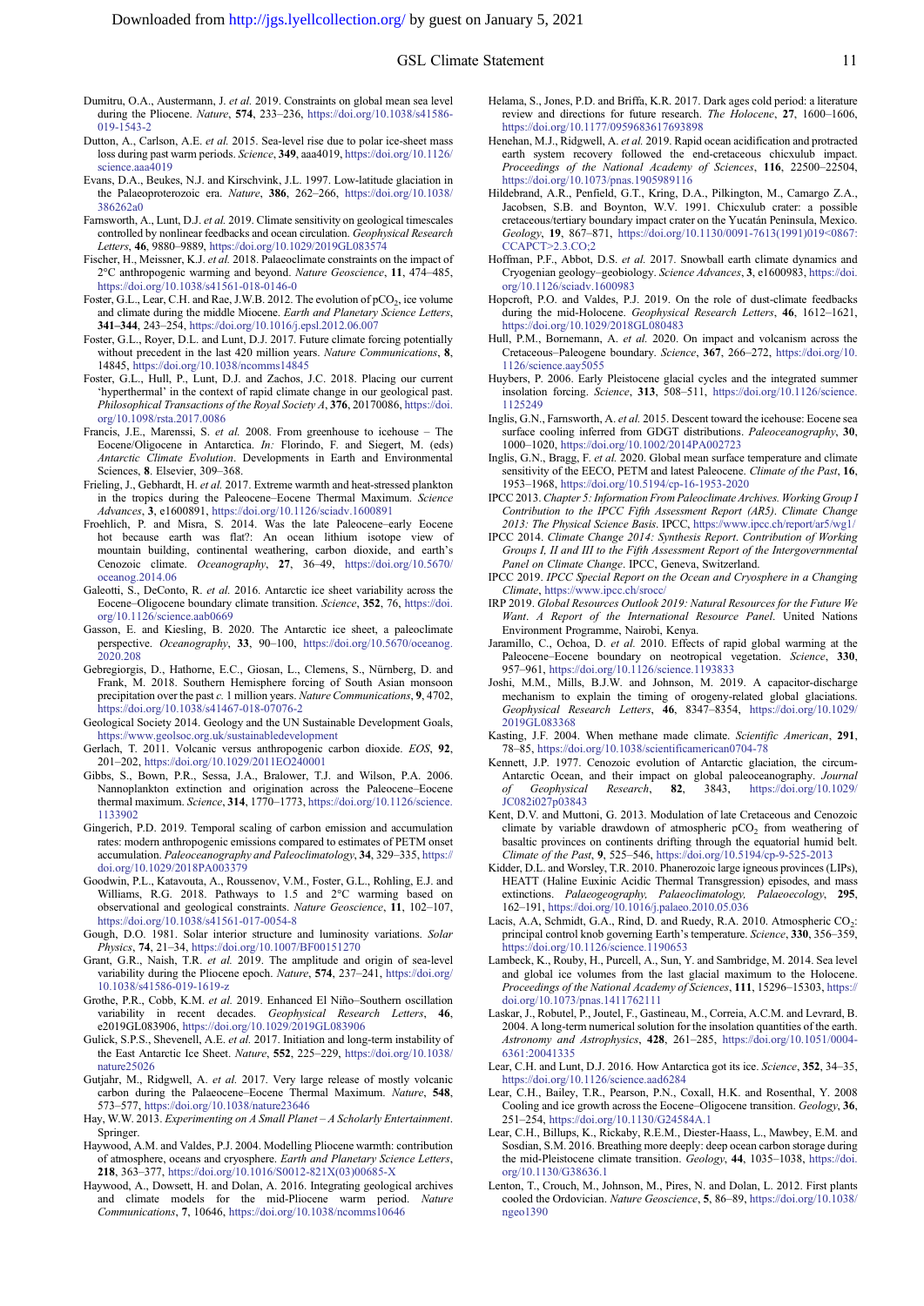Dumitru, O.A., Austermann, J. *et al.* 2019. Constraints on global mean sea level during the Pliocene. *Nature*, **574**, 233–236, https://doi.org/10.1038/s41586-019-1543-2

Dutton, A., Carlson, A.E. *et al.* 2015. Sea-level rise due to polar ice-sheet mass loss during past warm periods. *Science*, **349**, aaa4019, https://doi.org/10.1126/science.aaa4019

Evans, D.A., Beukes, N.J. and Kirschvink, J.L. 1997. Low-latitude glaciation in the Palaeoproterozoic era. *Nature*, **386**, 262–266, https://doi.org/10.1038/386262a0

Farnsworth, A., Lunt, D.J. *et al.* 2019. Climate sensitivity on geological timescales controlled by nonlinear feedbacks and ocean circulation. *Geophysical Research Letters*, **46**, 9880–9889, https://doi.org/10.1029/2019GL083574

Fischer, H., Meissner, K.J. *et al.* 2018. Palaeoclimate constraints on the impact of 2°C anthropogenic warming and beyond. *Nature Geoscience*, **11**, 474–485, https://doi.org/10.1038/s41561-018-0146-0

Foster, G.L., Lear, C.H. and Rae, J.W.B. 2012. The evolution of $pCO_2$, ice volume and climate during the middle Miocene. *Earth and Planetary Science Letters*, **341–344**, 243–254, https://doi.org/10.1016/j.epsl.2012.06.007

Foster, G.L., Royer, D.L. and Lunt, D.J. 2017. Future climate forcing potentially without precedent in the last 420 million years. *Nature Communications*, **8**, 14845, https://doi.org/10.1038/ncomms14845

Foster, G.L., Hull, P., Lunt, D.J. and Zachos, J.C. 2018. Placing our current 'hyperthermal' in the context of rapid climate change in our geological past. *Philosophical Transactions of the Royal Society A*, **376**, 20170086, https://doi.org/10.1098/rsta.2017.0086

Francis, J.E., Marenssi, S. *et al.* 2008. From greenhouse to icehouse – The Eocene/Oligocene in Antarctica. *In:* Florindo, F. and Siegert, M. (eds) *Antarctic Climate Evolution*. Developments in Earth and Environmental Sciences, **8**. Elsevier, 309–368.

Frieling, J., Gebhardt, H. *et al.* 2017. Extreme warmth and heat-stressed plankton in the tropics during the Paleocene–Eocene Thermal Maximum. *Science Advances*, **3**, e1600891, https://doi.org/10.1126/sciadv.1600891

Froehlich, P. and Misra, S. 2014. Was the late Paleocene–early Eocene hot because earth was flat?: An ocean lithium isotope view of mountain building, continental weathering, carbon dioxide, and earth's Cenozoic climate. *Oceanography*, **27**, 36–49, https://doi.org/10.5670/oceanog.2014.06

Galeotti, S., DeConto, R. *et al.* 2016. Antarctic ice sheet variability across the Eocene–Oligocene boundary climate transition. *Science*, **352**, 76, https://doi.org/10.1126/science.aab0669

Gasson, E. and Kiesling, B. 2020. The Antarctic ice sheet, a paleoclimate perspective. *Oceanography*, **33**, 90–100, https://doi.org/10.5670/oceanog.2020.208

Gebregiorgis, D., Hathorne, E.C., Giosan, L., Clemens, S., Nürnberg, D. and Frank, M. 2018. Southern Hemisphere forcing of South Asian monsoon precipitation over the past *c.* 1 million years. *Nature Communications*, **9**, 4702, https://doi.org/10.1038/s41467-018-07076-2

Geological Society 2014. Geology and the UN Sustainable Development Goals, https://www.geolsoc.org.uk/sustainabledevelopment

Gerlach, T. 2011. Volcanic versus anthropogenic carbon dioxide. *EOS*, **92**, 201–202, https://doi.org/10.1029/2011EO240001

Gibbs, S., Bown, P.R., Sessa, J.A., Bralower, T.J. and Wilson, P.A. 2006. Nannoplankton extinction and origination across the Paleocene–Eocene thermal maximum. *Science*, **314**, 1770–1773, https://doi.org/10.1126/science.1133902

Gingerich, P.D. 2019. Temporal scaling of carbon emission and accumulation rates: modern anthropogenic emissions compared to estimates of PETM onset accumulation. *Paleoceanography and Paleoclimatology*, **34**, 329–335, https://doi.org/10.1029/2018PA003379

Goodwin, P.L., Katavouta, A., Roussenov, V.M., Foster, G.L., Rohling, E.J. and Williams, R.G. 2018. Pathways to 1.5 and 2°C warming based on observational and geological constraints. *Nature Geoscience*, **11**, 102–107, https://doi.org/10.1038/s41561-017-0054-8

Gough, D.O. 1981. Solar interior structure and luminosity variations. *Solar Physics*, **74**, 21–34, https://doi.org/10.1007/BF00151270

Grant, G.R., Naish, T.R. *et al.* 2019. The amplitude and origin of sea-level variability during the Pliocene epoch. *Nature*, **574**, 237–241, https://doi.org/10.1038/s41586-019-1619-z

Grothe, P.R., Cobb, K.M. *et al.* 2019. Enhanced El Niño–Southern oscillation variability in recent decades. *Geophysical Research Letters*, **46**, e2019GL083906, https://doi.org/10.1029/2019GL083906

Gulick, S.P.S., Shevenell, A.E. *et al.* 2017. Initiation and long-term instability of the East Antarctic Ice Sheet. *Nature*, **552**, 225–229, https://doi.org/10.1038/nature25026

Gutjahr, M., Ridgwell, A. *et al.* 2017. Very large release of mostly volcanic carbon during the Palaeocene–Eocene Thermal Maximum. *Nature*, **548**, 573–577, https://doi.org/10.1038/nature23646

Hay, W.W. 2013. *Experimenting on A Small Planet – A Scholarly Entertainment*. Springer.

Haywood, A.M. and Valdes, P.J. 2004. Modelling Pliocene warmth: contribution of atmosphere, oceans and cryosphere. *Earth and Planetary Science Letters*, **218**, 363–377, https://doi.org/10.1016/S0012-821X(03)00685-X

Haywood, A., Dowsett, H. and Dolan, A. 2016. Integrating geological archives and climate models for the mid-Pliocene warm period. *Nature Communications*, **7**, 10646, https://doi.org/10.1038/ncomms10646

Helama, S., Jones, P.D. and Briffa, K.R. 2017. Dark ages cold period: a literature review and directions for future research. *The Holocene*, **27**, 1600–1606, https://doi.org/10.1177/0959683617693898

Henehan, M.J., Ridgwell, A. *et al.* 2019. Rapid ocean acidification and protracted earth system recovery followed the end-cretaceous chicxulub impact. *Proceedings of the National Academy of Sciences*, **116**, 22500–22504, https://doi.org/10.1073/pnas.1905989116

Hildebrand, A.R., Penfield, G.T., Kring, D.A., Pilkington, M., Camargo Z.A., Jacobsen, S.B. and Boynton, W.V. 1991. Chicxulub crater: a possible cretaceous/tertiary boundary impact crater on the Yucatán Peninsula, Mexico. *Geology*, **19**, 867–871, https://doi.org/10.1130/0091-7613(1991)019<0867:CCAPCT>2.3.CO;2

Hoffman, P.F., Abbot, D.S. *et al.* 2017. Snowball earth climate dynamics and Cryogenian geology–geobiology. *Science Advances*, **3**, e1600983, https://doi.org/10.1126/sciadv.1600983

Hopcroft, P.O. and Valdes, P.J. 2019. On the role of dust-climate feedbacks during the mid-Holocene. *Geophysical Research Letters*, **46**, 1612–1621, https://doi.org/10.1029/2018GL080483

Hull, P.M., Bornemann, A. *et al.* 2020. On impact and volcanism across the Cretaceous–Paleogene boundary. *Science*, **367**, 266–272, https://doi.org/10.1126/science.aay5055

Huybers, P. 2006. Early Pleistocene glacial cycles and the integrated summer insolation forcing. *Science*, **313**, 508–511, https://doi.org/10.1126/science.1125249

Inglis, G.N., Farnsworth, A. *et al.* 2015. Descent toward the icehouse: Eocene sea surface cooling inferred from GDGT distributions. *Paleoceanography*, **30**, 1000–1020, https://doi.org/10.1002/2014PA002723

Inglis, G.N., Bragg, F. *et al.* 2020. Global mean surface temperature and climate sensitivity of the EECO, PETM and latest Paleocene. *Climate of the Past*, **16**, 1953–1968, https://doi.org/10.5194/cp-16-1953-2020

IPCC 2013. *Chapter 5: Information From Paleoclimate Archives. Working Group I Contribution to the IPCC Fifth Assessment Report (AR5). Climate Change 2013: The Physical Science Basis*. IPCC, https://www.ipcc.ch/report/ar5/wg1/

IPCC 2014. *Climate Change 2014: Synthesis Report. Contribution of Working Groups I, II and III to the Fifth Assessment Report of the Intergovernmental Panel on Climate Change*. IPCC, Geneva, Switzerland.

IPCC 2019. *IPCC Special Report on the Ocean and Cryosphere in a Changing Climate*, https://www.ipcc.ch/srocc/

IRP 2019. *Global Resources Outlook 2019: Natural Resources for the Future We Want. A Report of the International Resource Panel*. United Nations Environment Programme, Nairobi, Kenya.

Jaramillo, C., Ochoa, D. *et al.* 2010. Effects of rapid global warming at the Paleocene–Eocene boundary on neotropical vegetation. *Science*, **330**, 957–961, https://doi.org/10.1126/science.1193833

Joshi, M.M., Mills, B.J.W. and Johnson, M. 2019. A capacitor-discharge mechanism to explain the timing of orogeny-related global glaciations. *Geophysical Research Letters*, **46**, 8347–8354, https://doi.org/10.1029/2019GL083368

Kasting, J.F. 2004. When methane made climate. *Scientific American*, **291**, 78–85, https://doi.org/10.1038/scientificamerican0704-78

Kennett, J.P. 1977. Cenozoic evolution of Antarctic glaciation, the circum-Antarctic Ocean, and their impact on global paleoceanography. *Journal of Geophysical Research*, **82**, 3843, https://doi.org/10.1029/JC082i027p03843

Kent, D.V. and Muttoni, G. 2013. Modulation of late Cretaceous and Cenozoic climate by variable drawdown of atmospheric $pCO_2$ from weathering of basaltic provinces on continents drifting through the equatorial humid belt. *Climate of the Past*, **9**, 525–546, https://doi.org/10.5194/cp-9-525-2013

Kidder, D.L. and Worsley, T.R. 2010. Phanerozoic large igneous provinces (LIPs), HEATT (Haline Euxinic Acidic Thermal Transgression) episodes, and mass extinctions. *Palaeogeography, Palaeoclimatology, Palaeoecology*, **295**, 162–191, https://doi.org/10.1016/j.palaeo.2010.05.036

Lacis, A.A, Schmidt, G.A., Rind, D. and Ruedy, R.A. 2010. Atmospheric $CO_2$: principal control knob governing Earth's temperature. *Science*, **330**, 356–359, https://doi.org/10.1126/science.1190653

Lambeck, K., Rouby, H., Purcell, A., Sun, Y. and Sambridge, M. 2014. Sea level and global ice volumes from the last glacial maximum to the Holocene. *Proceedings of the National Academy of Sciences*, **111**, 15296–15303, https://doi.org/10.1073/pnas.1411762111

Laskar, J., Robutel, P., Joutel, F., Gastineau, M., Correia, A.C.M. and Levrard, B. 2004. A long-term numerical solution for the insolation quantities of the earth. *Astronomy and Astrophysics*, **428**, 261–285, https://doi.org/10.1051/0004-6361:20041335

Lear, C.H. and Lunt, D.J. 2016. How Antarctica got its ice. *Science*, **352**, 34–35, https://doi.org/10.1126/science.aad6284

Lear, C.H., Bailey, T.R., Pearson, P.N., Coxall, H.K. and Rosenthal, Y. 2008 Cooling and ice growth across the Eocene–Oligocene transition. *Geology*, **36**, 251–254, https://doi.org/10.1130/G24584A.1

Lear, C.H., Billups, K., Rickaby, R.E.M., Diester-Haass, L., Mawbey, E.M. and Sosdian, S.M. 2016. Breathing more deeply: deep ocean carbon storage during the mid-Pleistocene climate transition. *Geology*, **44**, 1035–1038, https://doi.org/10.1130/G38636.1

Lenton, T., Crouch, M., Johnson, M., Pires, N. and Dolan, L. 2012. First plants cooled the Ordovician. *Nature Geoscience*, **5**, 86–89, https://doi.org/10.1038/ngeo1390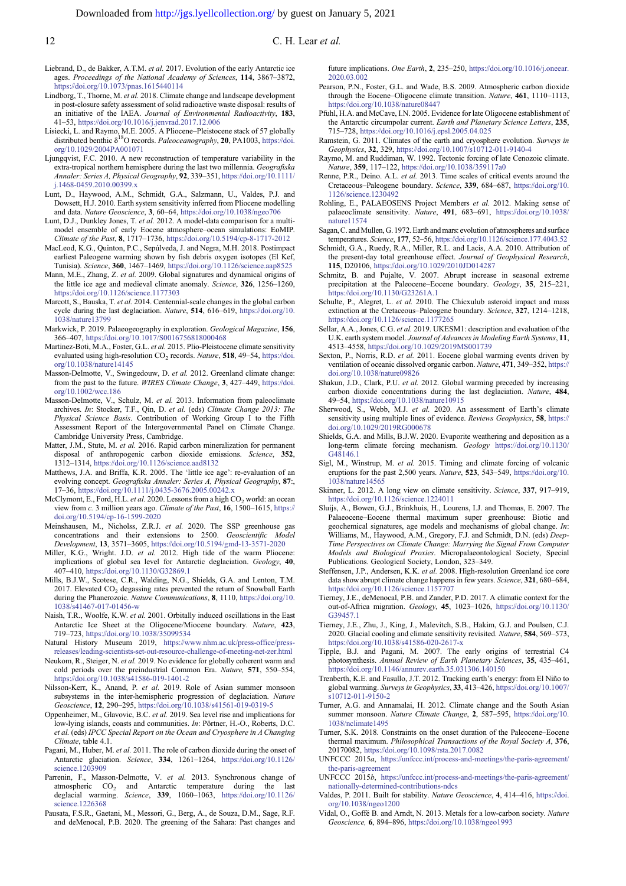Liebrand, D., de Bakker, A.T.M. *et al.* 2017. Evolution of the early Antarctic ice ages. *Proceedings of the National Academy of Sciences*, **114**, 3867–3872, https://doi.org/10.1073/pnas.1615440114

Lindborg, T., Thorne, M. *et al.* 2018. Climate change and landscape development in post-closure safety assessment of solid radioactive waste disposal: results of an initiative of the IAEA. *Journal of Environmental Radioactivity*, **183**, 41–53, https://doi.org/10.1016/j.jenvrad.2017.12.006

Lisiecki, L. and Raymo, M.E. 2005. A Pliocene–Pleistocene stack of 57 globally distributed benthic $\delta^{18}O$ records. *Paleoceanography*, **20**, PA1003, https://doi.org/10.1029/2004PA001071

Ljungqvist, F.C. 2010. A new reconstruction of temperature variability in the extra-tropical northern hemisphere during the last two millennia. *Geografiska Annaler: Series A, Physical Geography*, **92**, 339–351, https://doi.org/10.1111/j.1468-0459.2010.00399.x

Lunt, D., Haywood, A.M., Schmidt, G.A., Salzmann, U., Valdes, P.J. and Dowsett, H.J. 2010. Earth system sensitivity inferred from Pliocene modelling and data. *Nature Geoscience*, **3**, 60–64, https://doi.org/10.1038/ngeo706

Lunt, D.J., Dunkley Jones, T. *et al.* 2012. A model-data comparison for a multi-model ensemble of early Eocene atmosphere–ocean simulations: EoMIP. *Climate of the Past*, **8**, 1717–1736, https://doi.org/10.5194/cp-8-1717-2012

MacLeod, K.G., Quinton, P.C., Sepúlveda, J. and Negra, M.H. 2018. Postimpact earliest Paleogene warming shown by fish debris oxygen isotopes (El Kef, Tunisia). *Science*, **360**, 1467–1469, https://doi.org/10.1126/science.aap8525

Mann, M.E., Zhang, Z. *et al.* 2009. Global signatures and dynamical origins of the little ice age and medieval climate anomaly. *Science*, **326**, 1256–1260, https://doi.org/10.1126/science.1177303

Marcott, S., Bauska, T. *et al.* 2014. Centennial-scale changes in the global carbon cycle during the last deglaciation. *Nature*, **514**, 616–619, https://doi.org/10.1038/nature13799

Markwick, P. 2019. Palaeogeography in exploration. *Geological Magazine*, **156**, 366–407, https://doi.org/10.1017/S0016756818000468

Martinez-Boti, M.A., Foster, G.L. *et al.* 2015. Plio-Pleistocene climate sensitivity evaluated using high-resolution $CO_2$ records. *Nature*, **518**, 49–54, https://doi.org/10.1038/nature14145

Masson-Delmotte, V., Swingedouw, D. *et al.* 2012. Greenland climate change: from the past to the future. *WIRES Climate Change*, **3**, 427–449, https://doi.org/10.1002/wcc.186

Masson-Delmotte, V., Schulz, M. *et al.* 2013. Information from paleoclimate archives. *In*: Stocker, T.F., Qin, D. *et al.* (eds) *Climate Change 2013: The Physical Science Basis*. Contribution of Working Group I to the Fifth Assessment Report of the Intergovernmental Panel on Climate Change. Cambridge University Press, Cambridge.

Matter, J.M., Stute, M. *et al.* 2016. Rapid carbon mineralization for permanent disposal of anthropogenic carbon dioxide emissions. *Science*, **352**, 1312–1314, https://doi.org/10.1126/science.aad8132

Matthews, J.A. and Briffa, K.R. 2005. The 'little ice age': re-evaluation of an evolving concept. *Geografiska Annaler: Series A, Physical Geography*, **87**:, 17–36, https://doi.org/10.1111/j.0435-3676.2005.00242.x

McClymont, E., Ford, H.L. *et al.* 2020. Lessons from a high $CO_2$ world: an ocean view from *c.* 3 million years ago. *Climate of the Past*, **16**, 1500–1615, https://doi.org/10.5194/cp-16-1599-2020

Meinshausen, M., Nicholss, Z.R.J. *et al.* 2020. The SSP greenhouse gas concentrations and their extensions to 2500. *Geoscientific Model Development*, **13**, 3571–3605, https://doi.org/10.5194/gmd-13-3571-2020

Miller, K.G., Wright. J.D. *et al.* 2012. High tide of the warm Pliocene: implications of global sea level for Antarctic deglaciation. *Geology*, **40**, 407–410, https://doi.org/10.1130/G32869.1

Mills, B.J.W., Scotese, C.R., Walding, N.G., Shields, G.A. and Lenton, T.M. 2017. Elevated $CO_2$ degassing rates prevented the return of Snowball Earth during the Phanerozoic. *Nature Communications*, **8**, 1110, https://doi.org/10.1038/s41467-017-01456-w

Naish, T.R., Woolfe, K.W. *et al.* 2001. Orbitally induced oscillations in the East Antarctic Ice Sheet at the Oligocene/Miocene boundary. *Nature*, **423**, 719–723, https://doi.org/10.1038/35099534

Natural History Museum 2019, https://www.nhm.ac.uk/press-office/press-releases/leading-scientists-set-out-resource-challenge-of-meeting-net-zer.html

Neukom, R., Steiger, N. *et al.* 2019. No evidence for globally coherent warm and cold periods over the preindustrial Common Era. *Nature,* **571**, 550–554, https://doi.org/10.1038/s41586-019-1401-2

Nilsson-Kerr, K., Anand, P. *et al.* 2019. Role of Asian summer monsoon subsystems in the inter-hemispheric progression of deglaciation. *Nature Geoscience*, **12**, 290–295, https://doi.org/10.1038/s41561-019-0319-5

Oppenheimer, M., Glavovic, B.C. *et al.* 2019. Sea level rise and implications for low-lying islands, coasts and communities. *In*: Pörtner, H.-O., Roberts, D.C. *et al.* (eds) *IPCC Special Report on the Ocean and Cryosphere in A Changing Climate*, table 4.1.

Pagani, M., Huber, M. *et al.* 2011. The role of carbon dioxide during the onset of Antarctic glaciation. *Science*, **334**, 1261–1264, https://doi.org/10.1126/science.1203909

Parrenin, F., Masson-Delmotte, V. *et al.* 2013. Synchronous change of atmospheric $CO_2$ and Antarctic temperature during the last deglacial warming. *Science*, **339**, 1060–1063, https://doi.org/10.1126/science.1226368

Pausata, F.S.R., Gaetani, M., Messori, G., Berg, A., de Souza, D.M., Sage, R.F. and deMenocal, P.B. 2020. The greening of the Sahara: Past changes and future implications. *One Earth*, **2**, 235–250, https://doi.org/10.1016/j.oneear.2020.03.002

Pearson, P.N., Foster, G.L. and Wade, B.S. 2009. Atmospheric carbon dioxide through the Eocene–Oligocene climate transition. *Nature*, **461**, 1110–1113, https://doi.org/10.1038/nature08447

Pfuhl, H.A. and McCave, I.N. 2005. Evidence for late Oligocene establishment of the Antarctic circumpolar current. *Earth and Planetary Science Letters*, **235**, 715–728, https://doi.org/10.1016/j.epsl.2005.04.025

Ramstein, G. 2011. Climates of the earth and cryosphere evolution. *Surveys in Geophysics*, **32**, 329, https://doi.org/10.1007/s10712-011-9140-4

Raymo, M. and Ruddiman, W. 1992. Tectonic forcing of late Cenozoic climate. *Nature*, **359**, 117–122, https://doi.org/10.1038/359117a0

Renne, P.R., Deino. A.L. *et al.* 2013. Time scales of critical events around the Cretaceous–Paleogene boundary. *Science*, **339**, 684–687, https://doi.org/10.1126/science.1230492

Rohling, E., PALAEOSENS Project Members *et al.* 2012. Making sense of palaeoclimate sensitivity. *Nature*, **491**, 683–691, https://doi.org/10.1038/nature11574

Sagan, C. and Mullen, G. 1972. Earth and mars: evolution of atmospheres and surface temperatures. *Science*, **177**, 52–56, https://doi.org/10.1126/science.177.4043.52

Schmidt, G.A., Ruedy, R.A., Miller, R.L. and Lacis, A.A. 2010. Attribution of the present-day total greenhouse effect. *Journal of Geophysical Research*, **115**, D20106, https://doi.org/10.1029/2010JD014287

Schmitz, B. and Pujalte, V. 2007. Abrupt increase in seasonal extreme precipitation at the Paleocene–Eocene boundary. *Geology*, **35**, 215–221, https://doi.org/10.1130/G23261A.1

Schulte, P., Alegret, L. *et al.* 2010. The Chicxulub asteroid impact and mass extinction at the Cretaceous–Paleogene boundary. *Science*, **327**, 1214–1218, https://doi.org/10.1126/science.1177265

Sellar, A.A., Jones, C.G. *et al.* 2019. UKESM1: description and evaluation of the U.K. earth system model. *Journal of Advances in Modeling Earth Systems*, **11**, 4513–4558, https://doi.org/10.1029/2019MS001739

Sexton, P., Norris, R.D. *et al.* 2011. Eocene global warming events driven by ventilation of oceanic dissolved organic carbon. *Nature*, **471**, 349–352, https://doi.org/10.1038/nature09826

Shakun, J.D., Clark, P.U. *et al.* 2012. Global warming preceded by increasing carbon dioxide concentrations during the last deglaciation. *Nature*, **484**, 49–54, https://doi.org/10.1038/nature10915

Sherwood, S., Webb, M.J. *et al.* 2020. An assessment of Earth's climate sensitivity using multiple lines of evidence. *Reviews Geophysics*, **58**, https://doi.org/10.1029/2019RG000678

Shields, G.A. and Mills, B.J.W. 2020. Evaporite weathering and deposition as a long-term climate forcing mechanism. *Geology* https://doi.org/10.1130/G48146.1

Sigl, M., Winstrup, M. *et al.* 2015. Timing and climate forcing of volcanic eruptions for the past 2,500 years. *Nature*, **523**, 543–549, https://doi.org/10.1038/nature14565

Skinner, L. 2012. A long view on climate sensitivity. *Science*, **337**, 917–919, https://doi.org/10.1126/science.1224011

Sluijs, A., Bowen, G.J., Brinkhuis, H., Lourens, I.J. and Thomas, E. 2007. The Palaeocene–Eocene thermal maximum super greenhouse: Biotic and geochemical signatures, age models and mechanisms of global change. *In*: Williams, M., Haywood, A.M., Gregory, F.J. and Schmidt, D.N. (eds) *Deep-Time Perspectives on Climate Change: Marrying the Signal From Computer Models and Biological Proxies*. Micropalaeontological Society, Special Publications. Geological Society, London, 323–349.

Steffensen, J.P., Andersen, K.K. *et al.* 2008. High-resolution Greenland ice core data show abrupt climate change happens in few years. *Science*, **321**, 680–684, https://doi.org/10.1126/science.1157707

Tierney, J.E., deMenocal, P.B. and Zander, P.D. 2017. A climatic context for the out-of-Africa migration. *Geology*, **45**, 1023–1026, https://doi.org/10.1130/G39457.1

Tierney, J.E., Zhu, J., King, J., Malevitch, S.B., Hakim, G.J. and Poulsen, C.J. 2020. Glacial cooling and climate sensitivity revisited. *Nature*, **584**, 569–573, https://doi.org/10.1038/s41586-020-2617-x

Tipple, B.J. and Pagani, M. 2007. The early origins of terrestrial C4 photosynthesis. *Annual Review of Earth Planetary Sciences*, **35**, 435–461, https://doi.org/10.1146/annurev.earth.35.031306.140150

Trenberth, K.E. and Fasullo, J.T. 2012. Tracking earth's energy: from El Niño to global warming. *Surveys in Geophysics*, **33**, 413–426, https://doi.org/10.1007/s10712-011-9150-2

Turner, A.G. and Annamalai, H. 2012. Climate change and the South Asian summer monsoon. *Nature Climate Change*, **2**, 587–595, https://doi.org/10.1038/nclimate1495

Turner, S.K. 2018. Constraints on the onset duration of the Paleocene–Eocene thermal maximum. *Philosophical Transactions of the Royal Society A*, **376**, 20170082, https://doi.org/10.1098/rsta.2017.0082

UNFCCC 2015*a*, https://unfccc.int/process-and-meetings/the-paris-agreement/the-paris-agreement

UNFCCC 2015*b*, https://unfccc.int/process-and-meetings/the-paris-agreement/nationally-determined-contributions-ndcs

Valdes, P. 2011. Built for stability. *Nature Geoscience*, **4**, 414–416, https://doi.org/10.1038/ngeo1200

Vidal, O., Goffé B. and Arndt, N. 2013. Metals for a low-carbon society. *Nature Geoscience*, **6**, 894–896, https://doi.org/10.1038/ngeo1993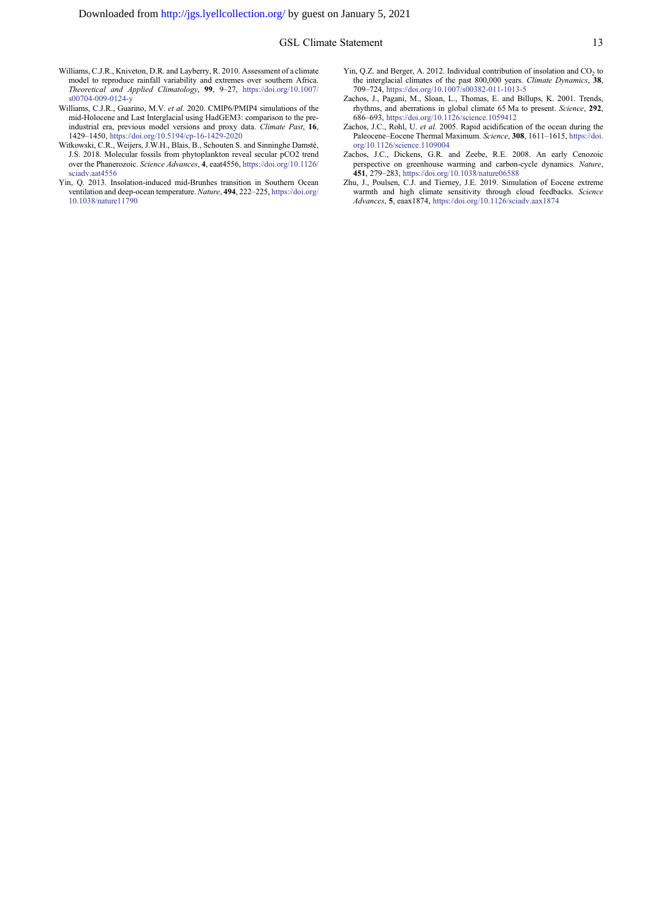Williams, C.J.R., Kniveton, D.R. and Layberry, R. 2010. Assessment of a climate model to reproduce rainfall variability and extremes over southern Africa. *Theoretical and Applied Climatology*, **99**, 9–27, https://doi.org/10.1007/s00704-009-0124-y

Williams, C.J.R., Guarino, M.V. *et al.* 2020. CMIP6/PMIP4 simulations of the mid-Holocene and Last Interglacial using HadGEM3: comparison to the pre-industrial era, previous model versions and proxy data. *Climate Past*, **16**, 1429–1450, https://doi.org/10.5194/cp-16-1429-2020

Witkowski, C.R., Weijers, J.W.H., Blais, B., Schouten S. and Sinninghe Damsté, J.S. 2018. Molecular fossils from phytoplankton reveal secular pCO2 trend over the Phanerozoic. *Science Advances*, **4**, eaat4556, https://doi.org/10.1126/sciadv.aat4556

Yin, Q. 2013. Insolation-induced mid-Brunhes transition in Southern Ocean ventilation and deep-ocean temperature. *Nature*, **494**, 222–225, https://doi.org/10.1038/nature11790

Yin, Q.Z. and Berger, A. 2012. Individual contribution of insolation and $CO_2$ to the interglacial climates of the past 800,000 years. *Climate Dynamics*, **38**, 709–724, https://doi.org/10.1007/s00382-011-1013-5

Zachos, J., Pagani, M., Sloan, L., Thomas, E. and Billups, K. 2001. Trends, rhythms, and aberrations in global climate 65 Ma to present. *Science*, **292**, 686–693, https://doi.org/10.1126/science.1059412

Zachos, J.C., Rohl, U. *et al.* 2005. Rapid acidification of the ocean during the Paleocene–Eocene Thermal Maximum. *Science*, **308**, 1611–1615, https://doi.org/10.1126/science.1109004

Zachos, J.C., Dickens, G.R. and Zeebe, R.E. 2008. An early Cenozoic perspective on greenhouse warming and carbon-cycle dynamics. *Nature*, **451**, 279–283, https://doi.org/10.1038/nature06588

Zhu, J., Poulsen, C.J. and Tierney, J.E. 2019. Simulation of Eocene extreme warmth and high climate sensitivity through cloud feedbacks. *Science Advances*, **5**, eaax1874, https://doi.org/10.1126/sciadv.aax1874